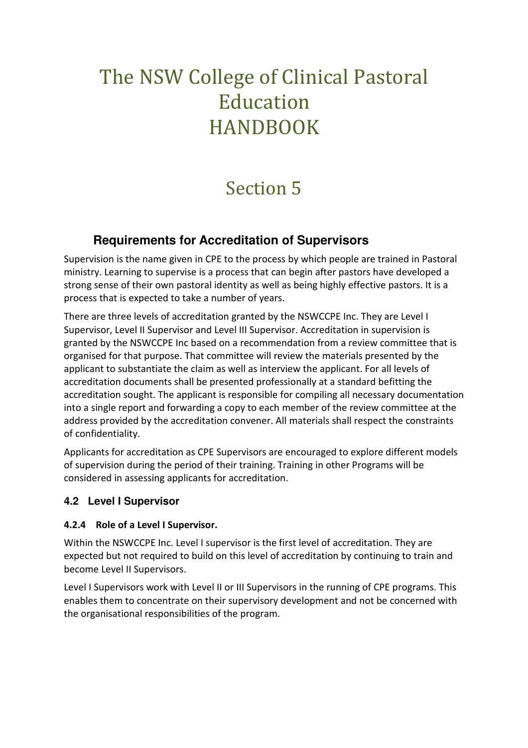# The NSW College of Clinical Pastoral Education HANDBOOK

# Section 5

## Requirements for Accreditation of Supervisors

Supervision is the name given in CPE to the process by which people are trained in Pastoral ministry. Learning to supervise is a process that can begin after pastors have developed a strong sense of their own pastoral identity as well as being highly effective pastors. It is a process that is expected to take a number of years.

There are three levels of accreditation granted by the NSWCCPE Inc. They are Level I Supervisor, Level II Supervisor and Level III Supervisor. Accreditation in supervision is granted by the NSWCCPE Inc based on a recommendation from a review committee that is organised for that purpose. That committee will review the materials presented by the applicant to substantiate the claim as well as interview the applicant. For all levels of accreditation documents shall be presented professionally at a standard befitting the accreditation sought. The applicant is responsible for compiling all necessary documentation into a single report and forwarding a copy to each member of the review committee at the address provided by the accreditation convener. All materials shall respect the constraints of confidentiality.

Applicants for accreditation as CPE Supervisors are encouraged to explore different models of supervision during the period of their training. Training in other Programs will be considered in assessing applicants for accreditation.

### 4.2 Level I Supervisor

#### 4.2.4 Role of a Level I Supervisor.

Within the NSWCCPE Inc. Level I supervisor is the first level of accreditation. They are expected but not required to build on this level of accreditation by continuing to train and become Level II Supervisors.

Level I Supervisors work with Level II or III Supervisors in the running of CPE programs. This enables them to concentrate on their supervisory development and not be concerned with the organisational responsibilities of the program.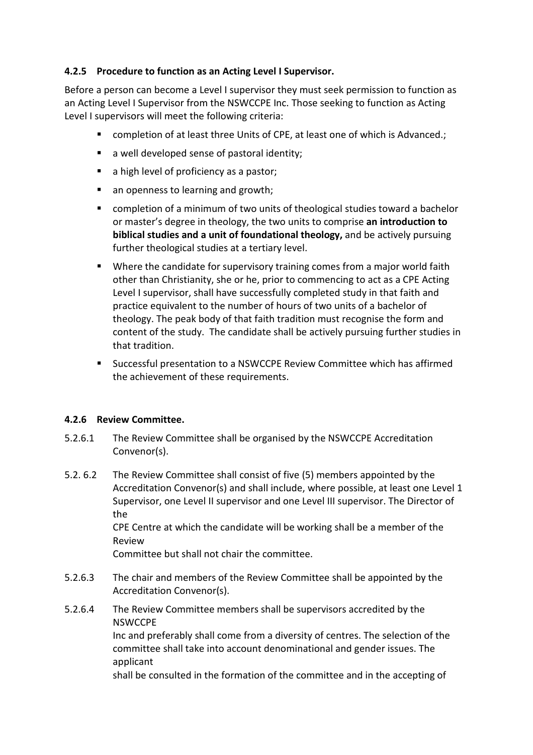### 4.2.5 Procedure to function as an Acting Level I Supervisor.

Before a person can become a Level I supervisor they must seek permission to function as an Acting Level I Supervisor from the NSWCCPE Inc. Those seeking to function as Acting Level I supervisors will meet the following criteria:

- completion of at least three Units of CPE, at least one of which is Advanced.;
- a well developed sense of pastoral identity;
- a high level of proficiency as a pastor;
- an openness to learning and growth;
- completion of a minimum of two units of theological studies toward a bachelor or master's degree in theology, the two units to comprise **an introduction to biblical studies and a unit of foundational theology,** and be actively pursuing further theological studies at a tertiary level.
- Where the candidate for supervisory training comes from a major world faith other than Christianity, she or he, prior to commencing to act as a CPE Acting Level I supervisor, shall have successfully completed study in that faith and practice equivalent to the number of hours of two units of a bachelor of theology. The peak body of that faith tradition must recognise the form and content of the study. The candidate shall be actively pursuing further studies in that tradition.
- Successful presentation to a NSWCCPE Review Committee which has affirmed the achievement of these requirements.

### 4.2.6 Review Committee.

5.2.6.1 The Review Committee shall be organised by the NSWCCPE Accreditation Convenor(s).

5.2. 6.2 The Review Committee shall consist of five (5) members appointed by the Accreditation Convenor(s) and shall include, where possible, at least one Level 1 Supervisor, one Level II supervisor and one Level III supervisor. The Director of the CPE Centre at which the candidate will be working shall be a member of the Review Committee but shall not chair the committee.

5.2.6.3 The chair and members of the Review Committee shall be appointed by the Accreditation Convenor(s).

5.2.6.4 The Review Committee members shall be supervisors accredited by the NSWCCPE Inc and preferably shall come from a diversity of centres. The selection of the committee shall take into account denominational and gender issues. The applicant shall be consulted in the formation of the committee and in the accepting of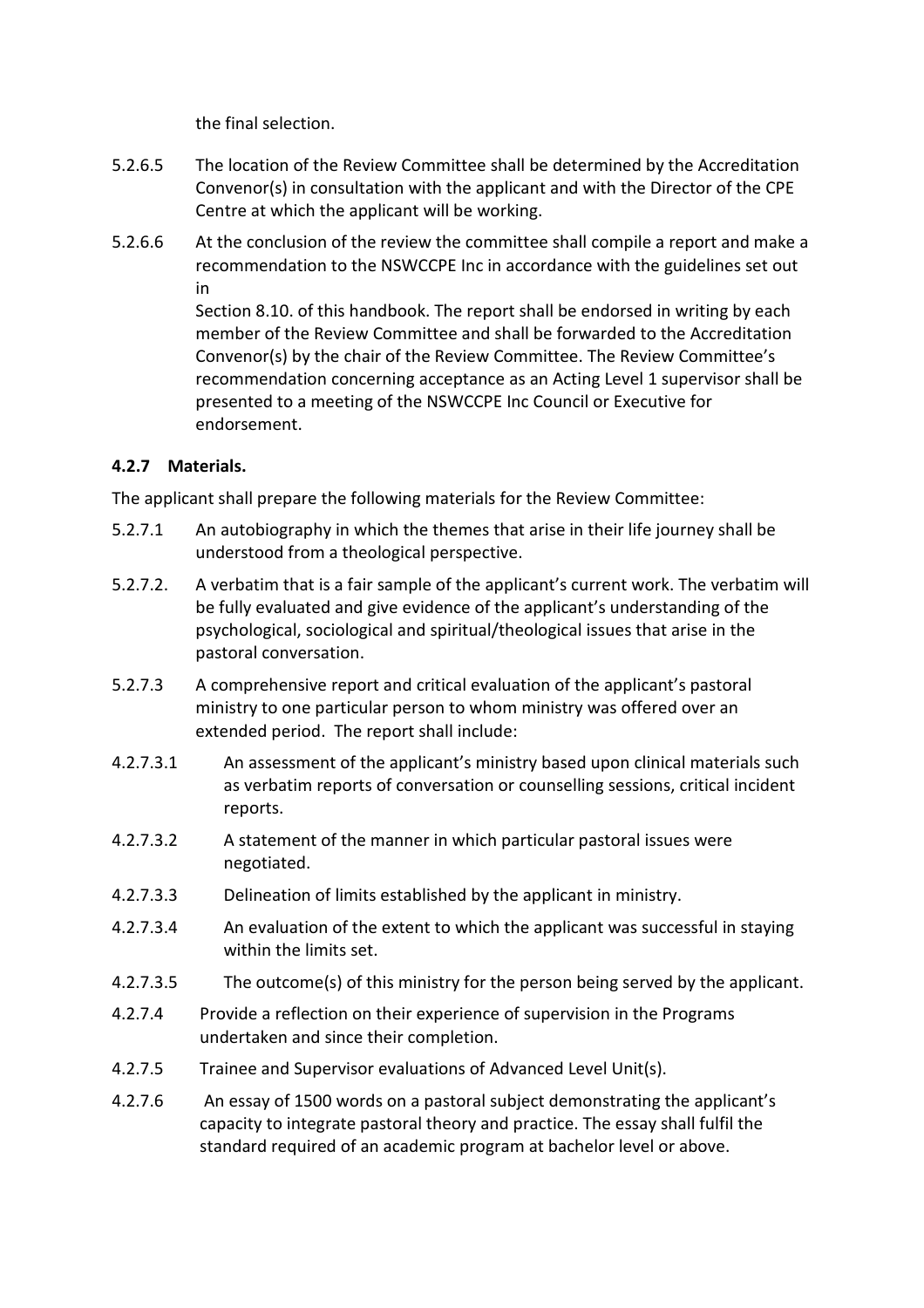the final selection.

5.2.6.5 The location of the Review Committee shall be determined by the Accreditation Convenor(s) in consultation with the applicant and with the Director of the CPE Centre at which the applicant will be working.

5.2.6.6 At the conclusion of the review the committee shall compile a report and make a recommendation to the NSWCCPE Inc in accordance with the guidelines set out in
Section 8.10. of this handbook. The report shall be endorsed in writing by each member of the Review Committee and shall be forwarded to the Accreditation Convenor(s) by the chair of the Review Committee. The Review Committee's recommendation concerning acceptance as an Acting Level 1 supervisor shall be presented to a meeting of the NSWCCPE Inc Council or Executive for endorsement.

**4.2.7 Materials.**

The applicant shall prepare the following materials for the Review Committee:

5.2.7.1 An autobiography in which the themes that arise in their life journey shall be understood from a theological perspective.

5.2.7.2. A verbatim that is a fair sample of the applicant's current work. The verbatim will be fully evaluated and give evidence of the applicant's understanding of the psychological, sociological and spiritual/theological issues that arise in the pastoral conversation.

5.2.7.3 A comprehensive report and critical evaluation of the applicant's pastoral ministry to one particular person to whom ministry was offered over an extended period. The report shall include:

4.2.7.3.1 An assessment of the applicant's ministry based upon clinical materials such as verbatim reports of conversation or counselling sessions, critical incident reports.

4.2.7.3.2 A statement of the manner in which particular pastoral issues were negotiated.

4.2.7.3.3 Delineation of limits established by the applicant in ministry.

4.2.7.3.4 An evaluation of the extent to which the applicant was successful in staying within the limits set.

4.2.7.3.5 The outcome(s) of this ministry for the person being served by the applicant.

4.2.7.4 Provide a reflection on their experience of supervision in the Programs undertaken and since their completion.

4.2.7.5 Trainee and Supervisor evaluations of Advanced Level Unit(s).

4.2.7.6 An essay of 1500 words on a pastoral subject demonstrating the applicant's capacity to integrate pastoral theory and practice. The essay shall fulfil the standard required of an academic program at bachelor level or above.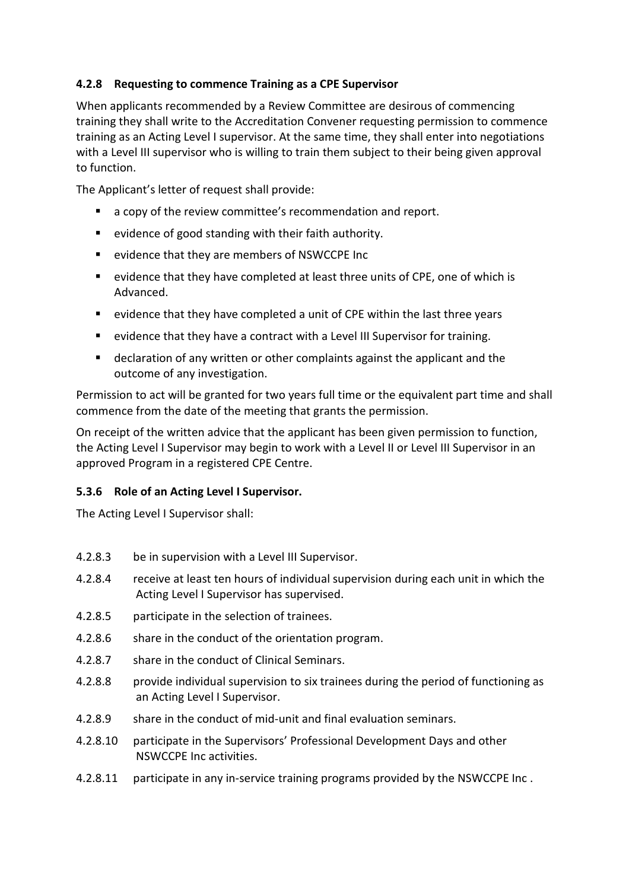### 4.2.8 Requesting to commence Training as a CPE Supervisor

When applicants recommended by a Review Committee are desirous of commencing training they shall write to the Accreditation Convener requesting permission to commence training as an Acting Level I supervisor. At the same time, they shall enter into negotiations with a Level III supervisor who is willing to train them subject to their being given approval to function.

The Applicant's letter of request shall provide:

- a copy of the review committee's recommendation and report.
- evidence of good standing with their faith authority.
- evidence that they are members of NSWCCPE Inc
- evidence that they have completed at least three units of CPE, one of which is Advanced.
- evidence that they have completed a unit of CPE within the last three years
- evidence that they have a contract with a Level III Supervisor for training.
- declaration of any written or other complaints against the applicant and the outcome of any investigation.

Permission to act will be granted for two years full time or the equivalent part time and shall commence from the date of the meeting that grants the permission.

On receipt of the written advice that the applicant has been given permission to function, the Acting Level I Supervisor may begin to work with a Level II or Level III Supervisor in an approved Program in a registered CPE Centre.

### 5.3.6 Role of an Acting Level I Supervisor.

The Acting Level I Supervisor shall:

4.2.8.3 be in supervision with a Level III Supervisor.

4.2.8.4 receive at least ten hours of individual supervision during each unit in which the Acting Level I Supervisor has supervised.

4.2.8.5 participate in the selection of trainees.

4.2.8.6 share in the conduct of the orientation program.

4.2.8.7 share in the conduct of Clinical Seminars.

4.2.8.8 provide individual supervision to six trainees during the period of functioning as an Acting Level I Supervisor.

4.2.8.9 share in the conduct of mid-unit and final evaluation seminars.

4.2.8.10 participate in the Supervisors' Professional Development Days and other NSWCCPE Inc activities.

4.2.8.11 participate in any in-service training programs provided by the NSWCCPE Inc .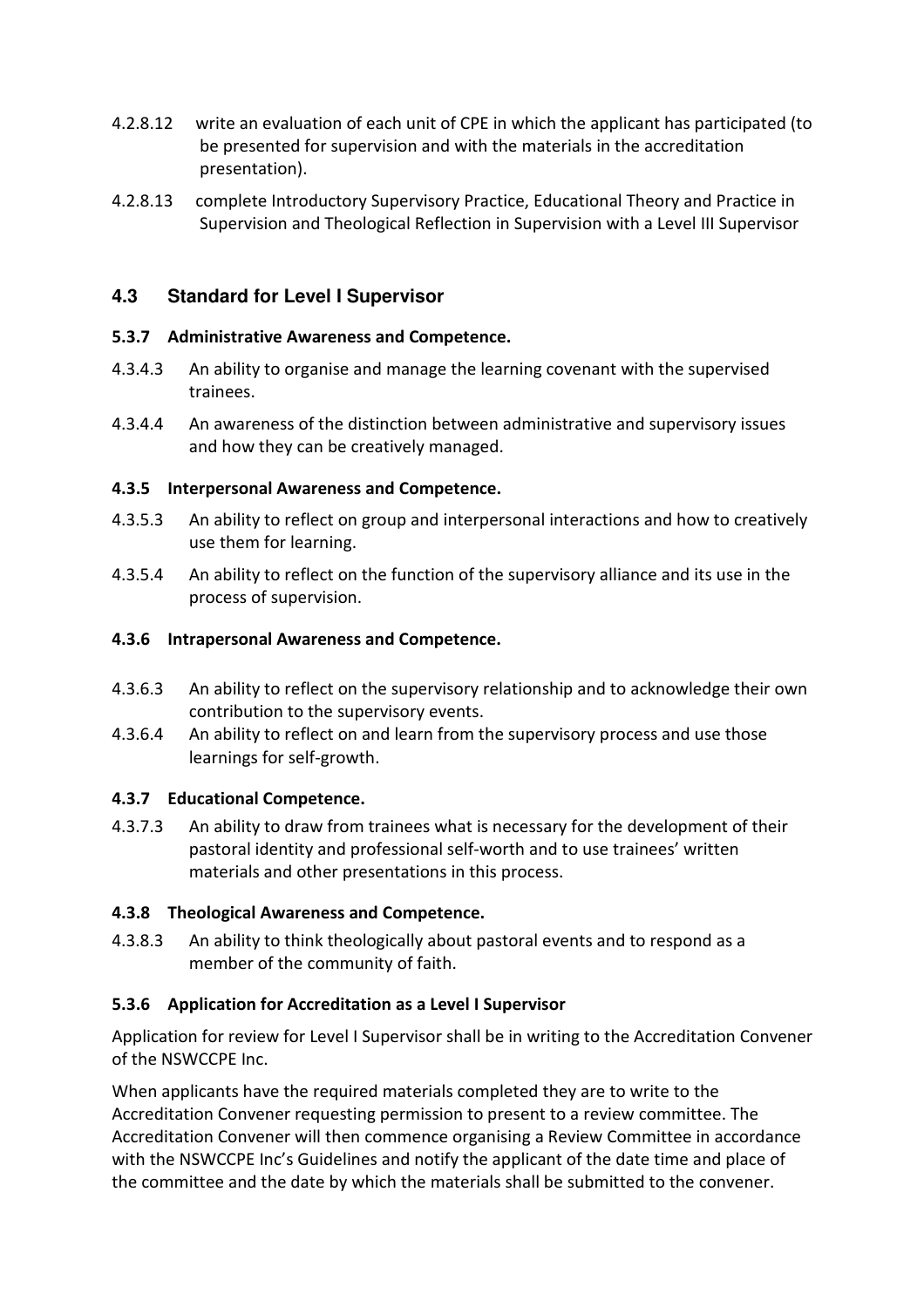4.2.8.12 write an evaluation of each unit of CPE in which the applicant has participated (to be presented for supervision and with the materials in the accreditation presentation).

4.2.8.13 complete Introductory Supervisory Practice, Educational Theory and Practice in Supervision and Theological Reflection in Supervision with a Level III Supervisor

## 4.3 Standard for Level I Supervisor

#### 5.3.7 Administrative Awareness and Competence.

4.3.4.3 An ability to organise and manage the learning covenant with the supervised trainees.

4.3.4.4 An awareness of the distinction between administrative and supervisory issues and how they can be creatively managed.

#### 4.3.5 Interpersonal Awareness and Competence.

4.3.5.3 An ability to reflect on group and interpersonal interactions and how to creatively use them for learning.

4.3.5.4 An ability to reflect on the function of the supervisory alliance and its use in the process of supervision.

#### 4.3.6 Intrapersonal Awareness and Competence.

4.3.6.3 An ability to reflect on the supervisory relationship and to acknowledge their own contribution to the supervisory events.

4.3.6.4 An ability to reflect on and learn from the supervisory process and use those learnings for self-growth.

#### 4.3.7 Educational Competence.

4.3.7.3 An ability to draw from trainees what is necessary for the development of their pastoral identity and professional self-worth and to use trainees' written materials and other presentations in this process.

#### 4.3.8 Theological Awareness and Competence.

4.3.8.3 An ability to think theologically about pastoral events and to respond as a member of the community of faith.

#### 5.3.6 Application for Accreditation as a Level I Supervisor

Application for review for Level I Supervisor shall be in writing to the Accreditation Convener of the NSWCCPE Inc.

When applicants have the required materials completed they are to write to the Accreditation Convener requesting permission to present to a review committee. The Accreditation Convener will then commence organising a Review Committee in accordance with the NSWCCPE Inc's Guidelines and notify the applicant of the date time and place of the committee and the date by which the materials shall be submitted to the convener.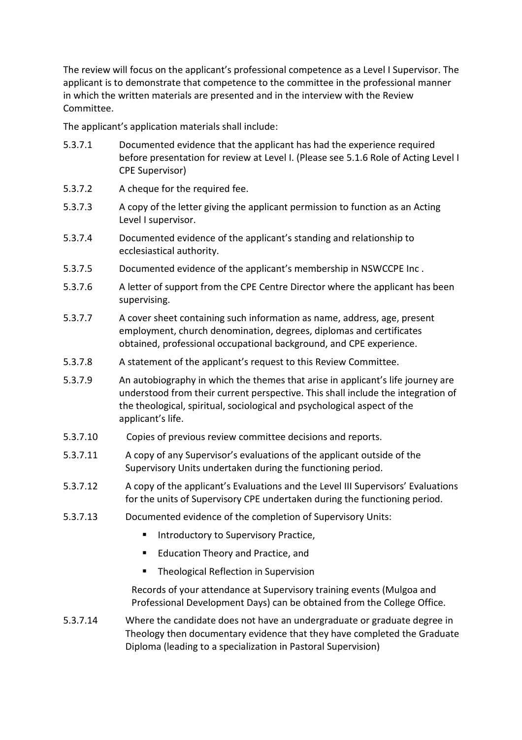The review will focus on the applicant's professional competence as a Level I Supervisor. The applicant is to demonstrate that competence to the committee in the professional manner in which the written materials are presented and in the interview with the Review Committee.

The applicant's application materials shall include:

5.3.7.1 Documented evidence that the applicant has had the experience required before presentation for review at Level I. (Please see 5.1.6 Role of Acting Level I CPE Supervisor)

5.3.7.2 A cheque for the required fee.

5.3.7.3 A copy of the letter giving the applicant permission to function as an Acting Level I supervisor.

5.3.7.4 Documented evidence of the applicant's standing and relationship to ecclesiastical authority.

5.3.7.5 Documented evidence of the applicant's membership in NSWCCPE Inc .

5.3.7.6 A letter of support from the CPE Centre Director where the applicant has been supervising.

5.3.7.7 A cover sheet containing such information as name, address, age, present employment, church denomination, degrees, diplomas and certificates obtained, professional occupational background, and CPE experience.

5.3.7.8 A statement of the applicant's request to this Review Committee.

5.3.7.9 An autobiography in which the themes that arise in applicant's life journey are understood from their current perspective. This shall include the integration of the theological, spiritual, sociological and psychological aspect of the applicant's life.

5.3.7.10 Copies of previous review committee decisions and reports.

5.3.7.11 A copy of any Supervisor's evaluations of the applicant outside of the Supervisory Units undertaken during the functioning period.

5.3.7.12 A copy of the applicant's Evaluations and the Level III Supervisors' Evaluations for the units of Supervisory CPE undertaken during the functioning period.

5.3.7.13 Documented evidence of the completion of Supervisory Units:

- Introductory to Supervisory Practice,
- Education Theory and Practice, and
- Theological Reflection in Supervision

Records of your attendance at Supervisory training events (Mulgoa and Professional Development Days) can be obtained from the College Office.

5.3.7.14 Where the candidate does not have an undergraduate or graduate degree in Theology then documentary evidence that they have completed the Graduate Diploma (leading to a specialization in Pastoral Supervision)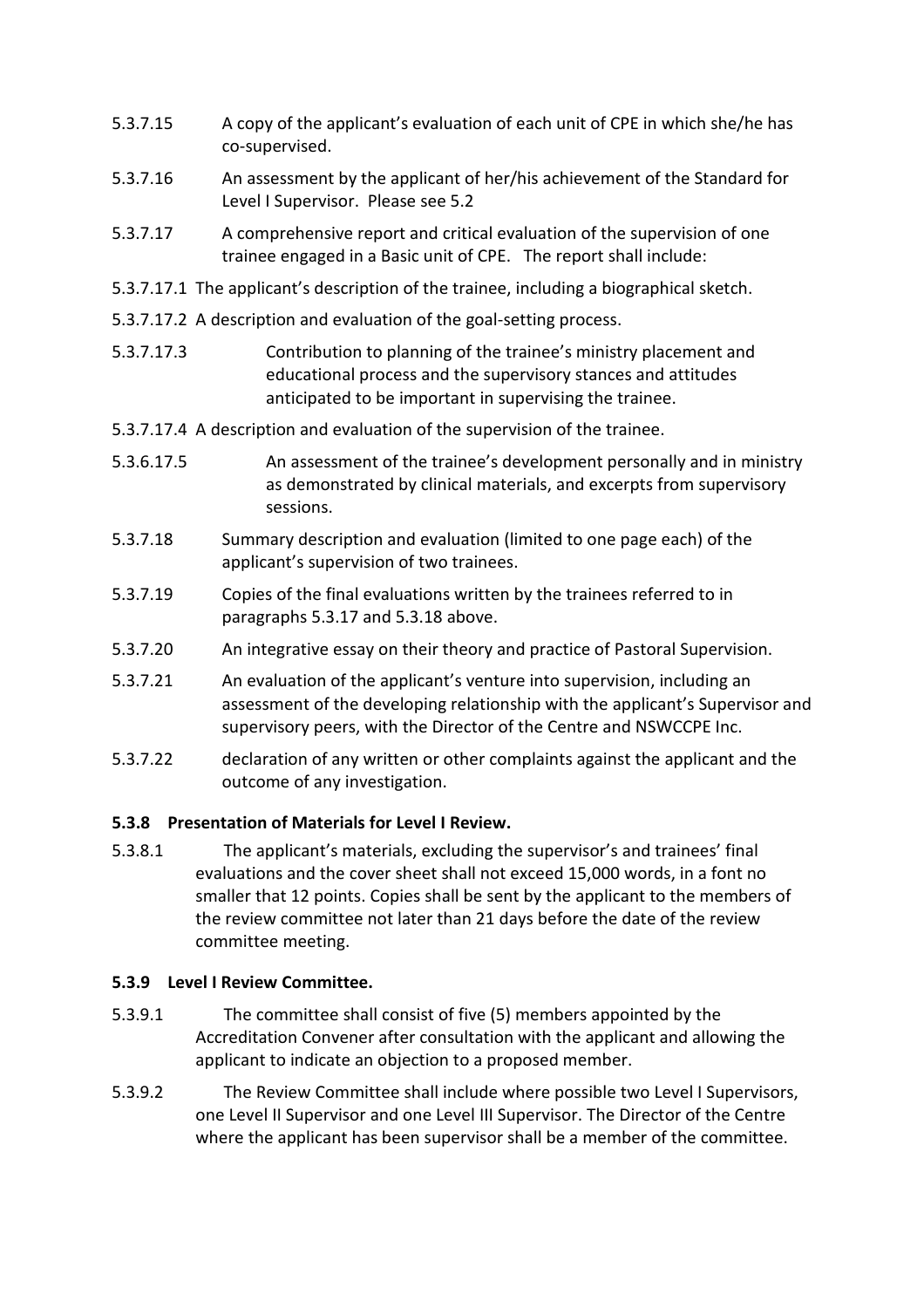5.3.7.15 A copy of the applicant's evaluation of each unit of CPE in which she/he has co-supervised.

5.3.7.16 An assessment by the applicant of her/his achievement of the Standard for Level I Supervisor. Please see 5.2

5.3.7.17 A comprehensive report and critical evaluation of the supervision of one trainee engaged in a Basic unit of CPE. The report shall include:

5.3.7.17.1 The applicant's description of the trainee, including a biographical sketch.

5.3.7.17.2 A description and evaluation of the goal-setting process.

5.3.7.17.3 Contribution to planning of the trainee's ministry placement and educational process and the supervisory stances and attitudes anticipated to be important in supervising the trainee.

5.3.7.17.4 A description and evaluation of the supervision of the trainee.

5.3.6.17.5 An assessment of the trainee's development personally and in ministry as demonstrated by clinical materials, and excerpts from supervisory sessions.

5.3.7.18 Summary description and evaluation (limited to one page each) of the applicant's supervision of two trainees.

5.3.7.19 Copies of the final evaluations written by the trainees referred to in paragraphs 5.3.17 and 5.3.18 above.

5.3.7.20 An integrative essay on their theory and practice of Pastoral Supervision.

5.3.7.21 An evaluation of the applicant's venture into supervision, including an assessment of the developing relationship with the applicant's Supervisor and supervisory peers, with the Director of the Centre and NSWCCPE Inc.

5.3.7.22 declaration of any written or other complaints against the applicant and the outcome of any investigation.

### 5.3.8 Presentation of Materials for Level I Review.

5.3.8.1 The applicant's materials, excluding the supervisor's and trainees' final evaluations and the cover sheet shall not exceed 15,000 words, in a font no smaller that 12 points. Copies shall be sent by the applicant to the members of the review committee not later than 21 days before the date of the review committee meeting.

### 5.3.9 Level I Review Committee.

5.3.9.1 The committee shall consist of five (5) members appointed by the Accreditation Convener after consultation with the applicant and allowing the applicant to indicate an objection to a proposed member.

5.3.9.2 The Review Committee shall include where possible two Level I Supervisors, one Level II Supervisor and one Level III Supervisor. The Director of the Centre where the applicant has been supervisor shall be a member of the committee.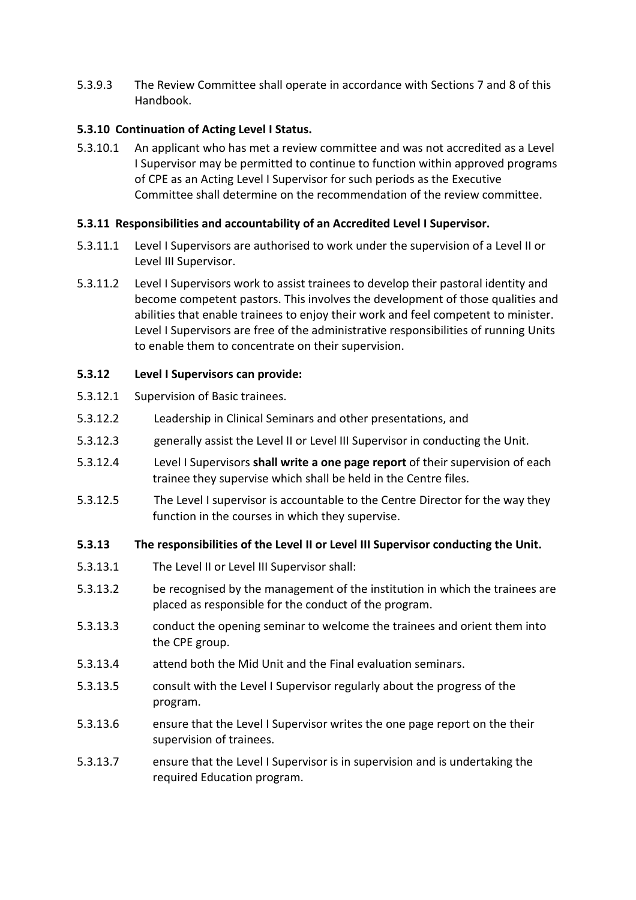5.3.9.3 The Review Committee shall operate in accordance with Sections 7 and 8 of this Handbook.

**5.3.10 Continuation of Acting Level I Status.**

5.3.10.1 An applicant who has met a review committee and was not accredited as a Level I Supervisor may be permitted to continue to function within approved programs of CPE as an Acting Level I Supervisor for such periods as the Executive Committee shall determine on the recommendation of the review committee.

**5.3.11 Responsibilities and accountability of an Accredited Level I Supervisor.**

5.3.11.1 Level I Supervisors are authorised to work under the supervision of a Level II or Level III Supervisor.

5.3.11.2 Level I Supervisors work to assist trainees to develop their pastoral identity and become competent pastors. This involves the development of those qualities and abilities that enable trainees to enjoy their work and feel competent to minister. Level I Supervisors are free of the administrative responsibilities of running Units to enable them to concentrate on their supervision.

**5.3.12 Level I Supervisors can provide:**

5.3.12.1 Supervision of Basic trainees.

5.3.12.2 Leadership in Clinical Seminars and other presentations, and

5.3.12.3 generally assist the Level II or Level III Supervisor in conducting the Unit.

5.3.12.4 Level I Supervisors **shall write a one page report** of their supervision of each trainee they supervise which shall be held in the Centre files.

5.3.12.5 The Level I supervisor is accountable to the Centre Director for the way they function in the courses in which they supervise.

**5.3.13 The responsibilities of the Level II or Level III Supervisor conducting the Unit.**

5.3.13.1 The Level II or Level III Supervisor shall:

5.3.13.2 be recognised by the management of the institution in which the trainees are placed as responsible for the conduct of the program.

5.3.13.3 conduct the opening seminar to welcome the trainees and orient them into the CPE group.

5.3.13.4 attend both the Mid Unit and the Final evaluation seminars.

5.3.13.5 consult with the Level I Supervisor regularly about the progress of the program.

5.3.13.6 ensure that the Level I Supervisor writes the one page report on the their supervision of trainees.

5.3.13.7 ensure that the Level I Supervisor is in supervision and is undertaking the required Education program.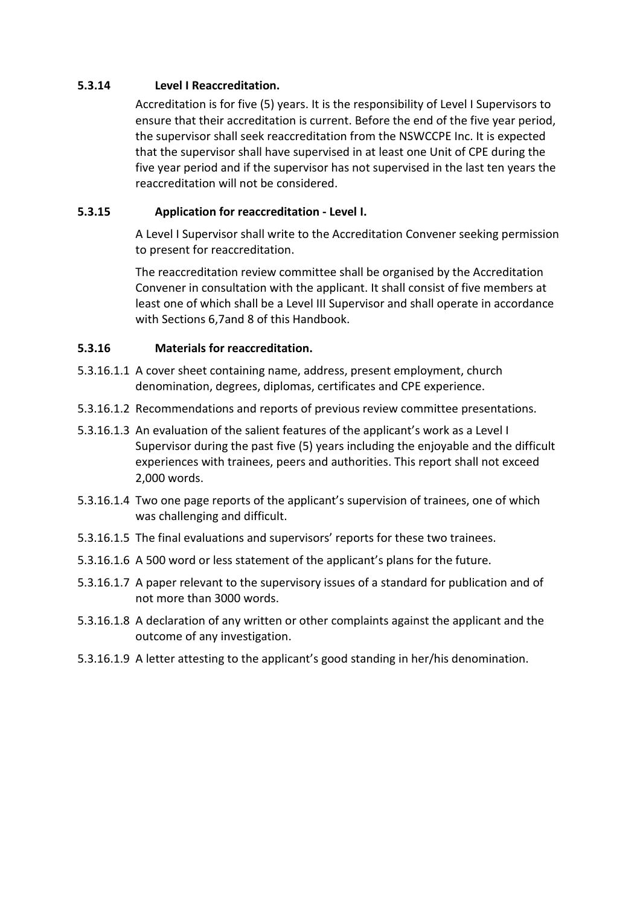#### 5.3.14 Level I Reaccreditation.

Accreditation is for five (5) years. It is the responsibility of Level I Supervisors to ensure that their accreditation is current. Before the end of the five year period, the supervisor shall seek reaccreditation from the NSWCCPE Inc. It is expected that the supervisor shall have supervised in at least one Unit of CPE during the five year period and if the supervisor has not supervised in the last ten years the reaccreditation will not be considered.

#### 5.3.15 Application for reaccreditation - Level I.

A Level I Supervisor shall write to the Accreditation Convener seeking permission to present for reaccreditation.

The reaccreditation review committee shall be organised by the Accreditation Convener in consultation with the applicant. It shall consist of five members at least one of which shall be a Level III Supervisor and shall operate in accordance with Sections 6,7and 8 of this Handbook.

#### 5.3.16 Materials for reaccreditation.

5.3.16.1.1 A cover sheet containing name, address, present employment, church denomination, degrees, diplomas, certificates and CPE experience.

5.3.16.1.2 Recommendations and reports of previous review committee presentations.

5.3.16.1.3 An evaluation of the salient features of the applicant's work as a Level I Supervisor during the past five (5) years including the enjoyable and the difficult experiences with trainees, peers and authorities. This report shall not exceed 2,000 words.

5.3.16.1.4 Two one page reports of the applicant's supervision of trainees, one of which was challenging and difficult.

5.3.16.1.5 The final evaluations and supervisors' reports for these two trainees.

5.3.16.1.6 A 500 word or less statement of the applicant's plans for the future.

5.3.16.1.7 A paper relevant to the supervisory issues of a standard for publication and of not more than 3000 words.

5.3.16.1.8 A declaration of any written or other complaints against the applicant and the outcome of any investigation.

5.3.16.1.9 A letter attesting to the applicant's good standing in her/his denomination.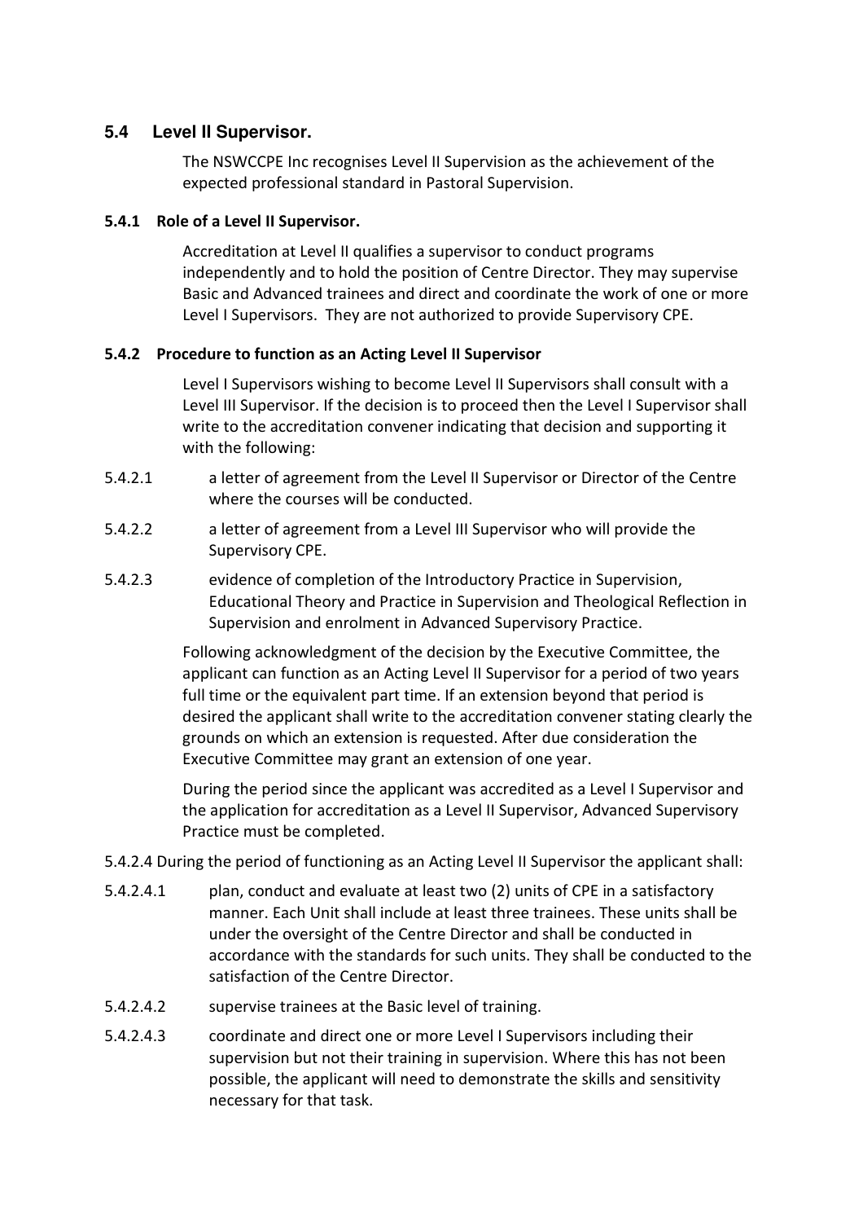## 5.4 Level II Supervisor.

The NSWCCPE Inc recognises Level II Supervision as the achievement of the expected professional standard in Pastoral Supervision.

### 5.4.1 Role of a Level II Supervisor.

Accreditation at Level II qualifies a supervisor to conduct programs independently and to hold the position of Centre Director. They may supervise Basic and Advanced trainees and direct and coordinate the work of one or more Level I Supervisors. They are not authorized to provide Supervisory CPE.

### 5.4.2 Procedure to function as an Acting Level II Supervisor

Level I Supervisors wishing to become Level II Supervisors shall consult with a Level III Supervisor. If the decision is to proceed then the Level I Supervisor shall write to the accreditation convener indicating that decision and supporting it with the following:

5.4.2.1 a letter of agreement from the Level II Supervisor or Director of the Centre where the courses will be conducted.

5.4.2.2 a letter of agreement from a Level III Supervisor who will provide the Supervisory CPE.

5.4.2.3 evidence of completion of the Introductory Practice in Supervision, Educational Theory and Practice in Supervision and Theological Reflection in Supervision and enrolment in Advanced Supervisory Practice.

Following acknowledgment of the decision by the Executive Committee, the applicant can function as an Acting Level II Supervisor for a period of two years full time or the equivalent part time. If an extension beyond that period is desired the applicant shall write to the accreditation convener stating clearly the grounds on which an extension is requested. After due consideration the Executive Committee may grant an extension of one year.

During the period since the applicant was accredited as a Level I Supervisor and the application for accreditation as a Level II Supervisor, Advanced Supervisory Practice must be completed.

5.4.2.4 During the period of functioning as an Acting Level II Supervisor the applicant shall:

5.4.2.4.1 plan, conduct and evaluate at least two (2) units of CPE in a satisfactory manner. Each Unit shall include at least three trainees. These units shall be under the oversight of the Centre Director and shall be conducted in accordance with the standards for such units. They shall be conducted to the satisfaction of the Centre Director.

5.4.2.4.2 supervise trainees at the Basic level of training.

5.4.2.4.3 coordinate and direct one or more Level I Supervisors including their supervision but not their training in supervision. Where this has not been possible, the applicant will need to demonstrate the skills and sensitivity necessary for that task.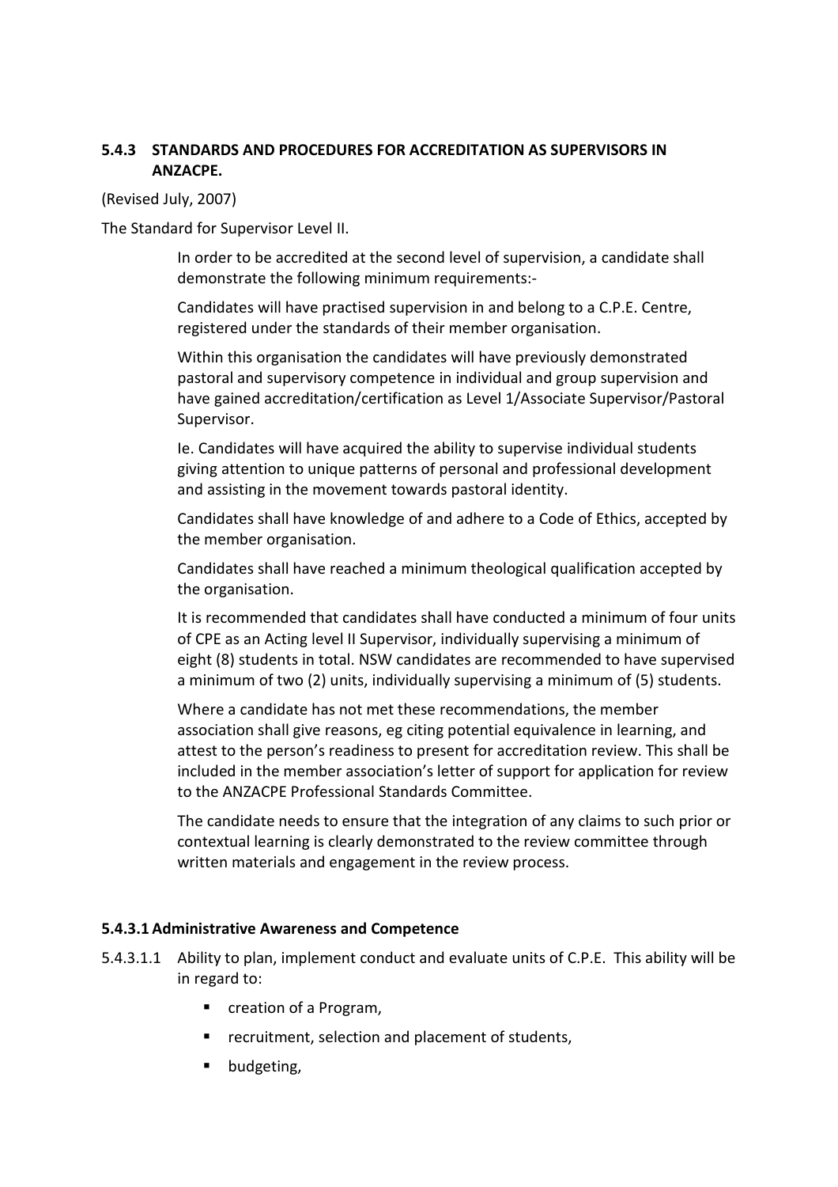### 5.4.3 STANDARDS AND PROCEDURES FOR ACCREDITATION AS SUPERVISORS IN ANZACPE.

(Revised July, 2007)

The Standard for Supervisor Level II.

In order to be accredited at the second level of supervision, a candidate shall demonstrate the following minimum requirements:-

Candidates will have practised supervision in and belong to a C.P.E. Centre, registered under the standards of their member organisation.

Within this organisation the candidates will have previously demonstrated pastoral and supervisory competence in individual and group supervision and have gained accreditation/certification as Level 1/Associate Supervisor/Pastoral Supervisor.

Ie. Candidates will have acquired the ability to supervise individual students giving attention to unique patterns of personal and professional development and assisting in the movement towards pastoral identity.

Candidates shall have knowledge of and adhere to a Code of Ethics, accepted by the member organisation.

Candidates shall have reached a minimum theological qualification accepted by the organisation.

It is recommended that candidates shall have conducted a minimum of four units of CPE as an Acting level II Supervisor, individually supervising a minimum of eight (8) students in total. NSW candidates are recommended to have supervised a minimum of two (2) units, individually supervising a minimum of (5) students.

Where a candidate has not met these recommendations, the member association shall give reasons, eg citing potential equivalence in learning, and attest to the person's readiness to present for accreditation review. This shall be included in the member association's letter of support for application for review to the ANZACPE Professional Standards Committee.

The candidate needs to ensure that the integration of any claims to such prior or contextual learning is clearly demonstrated to the review committee through written materials and engagement in the review process.

#### 5.4.3.1 Administrative Awareness and Competence

5.4.3.1.1 Ability to plan, implement conduct and evaluate units of C.P.E. This ability will be in regard to:

- creation of a Program,
- recruitment, selection and placement of students,
- budgeting,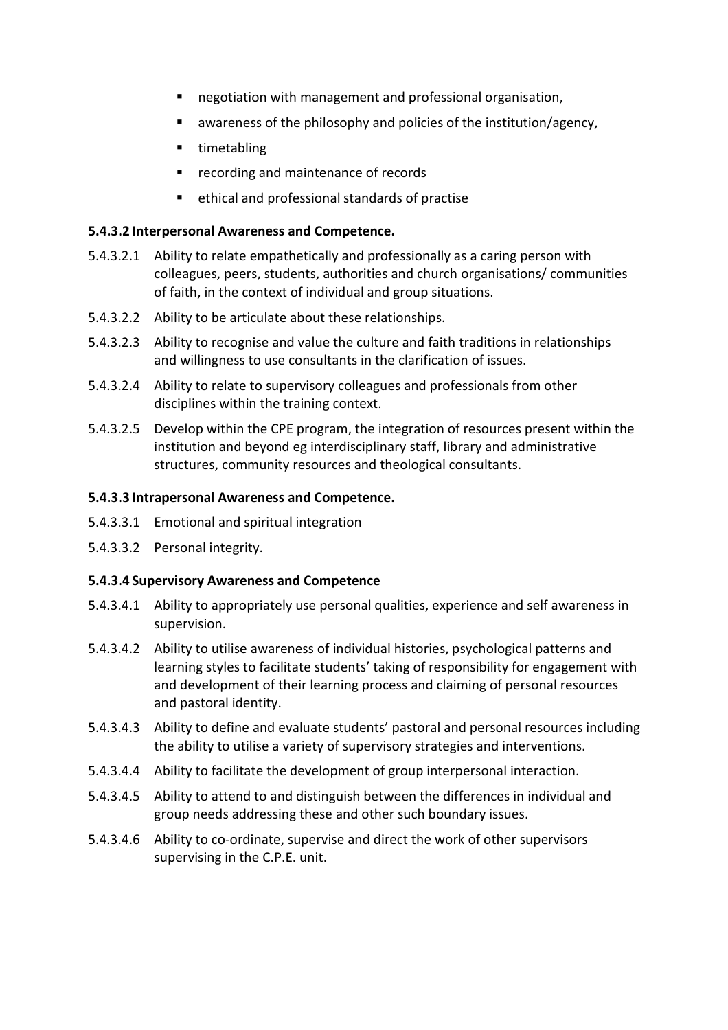- negotiation with management and professional organisation,
- awareness of the philosophy and policies of the institution/agency,
- timetabling
- recording and maintenance of records
- ethical and professional standards of practise

#### 5.4.3.2 Interpersonal Awareness and Competence.

5.4.3.2.1 Ability to relate empathetically and professionally as a caring person with colleagues, peers, students, authorities and church organisations/ communities of faith, in the context of individual and group situations.

5.4.3.2.2 Ability to be articulate about these relationships.

5.4.3.2.3 Ability to recognise and value the culture and faith traditions in relationships and willingness to use consultants in the clarification of issues.

5.4.3.2.4 Ability to relate to supervisory colleagues and professionals from other disciplines within the training context.

5.4.3.2.5 Develop within the CPE program, the integration of resources present within the institution and beyond eg interdisciplinary staff, library and administrative structures, community resources and theological consultants.

#### 5.4.3.3 Intrapersonal Awareness and Competence.

5.4.3.3.1 Emotional and spiritual integration

5.4.3.3.2 Personal integrity.

#### 5.4.3.4 Supervisory Awareness and Competence

5.4.3.4.1 Ability to appropriately use personal qualities, experience and self awareness in supervision.

5.4.3.4.2 Ability to utilise awareness of individual histories, psychological patterns and learning styles to facilitate students' taking of responsibility for engagement with and development of their learning process and claiming of personal resources and pastoral identity.

5.4.3.4.3 Ability to define and evaluate students' pastoral and personal resources including the ability to utilise a variety of supervisory strategies and interventions.

5.4.3.4.4 Ability to facilitate the development of group interpersonal interaction.

5.4.3.4.5 Ability to attend to and distinguish between the differences in individual and group needs addressing these and other such boundary issues.

5.4.3.4.6 Ability to co-ordinate, supervise and direct the work of other supervisors supervising in the C.P.E. unit.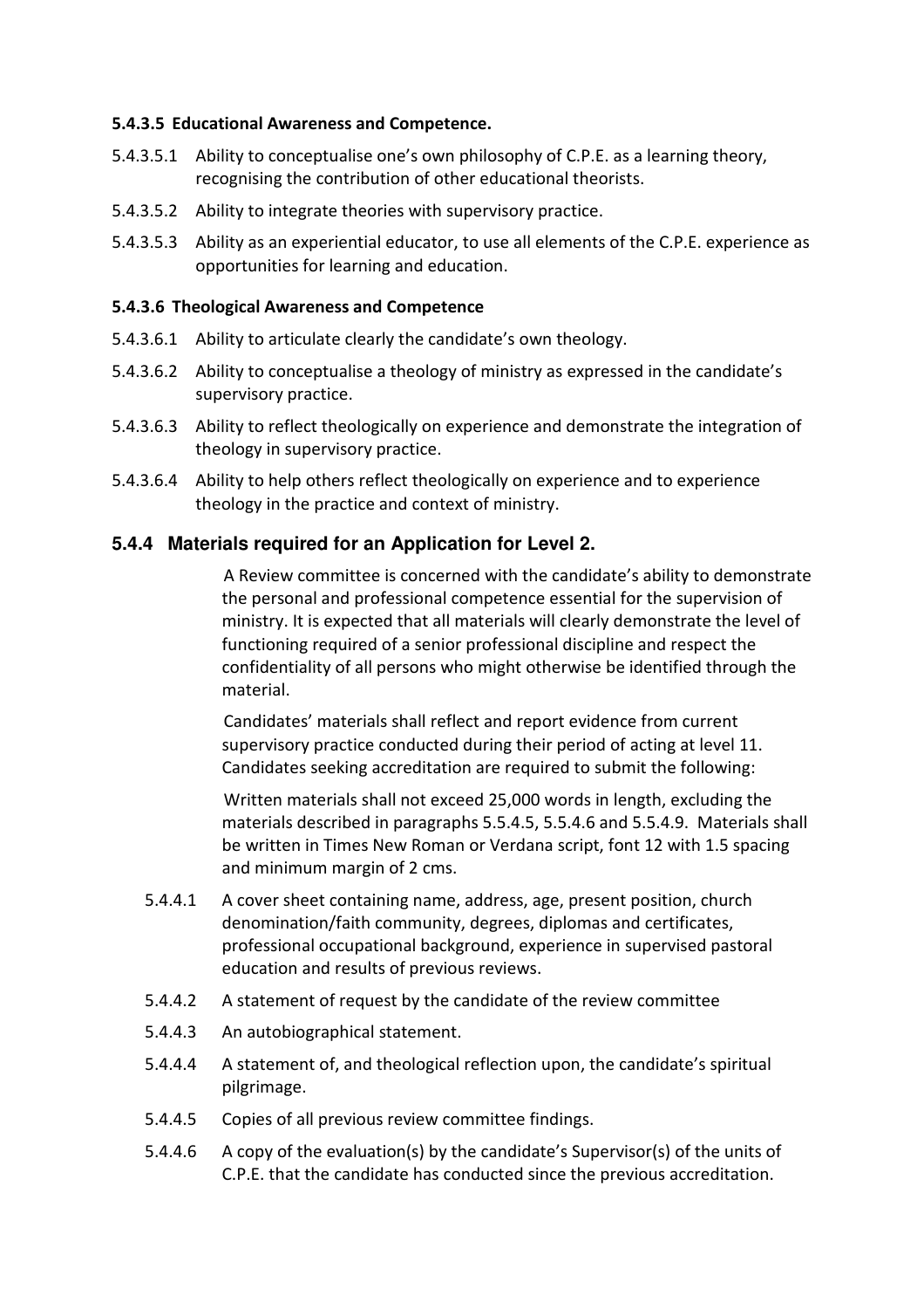#### 5.4.3.5 Educational Awareness and Competence.

5.4.3.5.1 Ability to conceptualise one's own philosophy of C.P.E. as a learning theory, recognising the contribution of other educational theorists.

5.4.3.5.2 Ability to integrate theories with supervisory practice.

5.4.3.5.3 Ability as an experiential educator, to use all elements of the C.P.E. experience as opportunities for learning and education.

#### 5.4.3.6 Theological Awareness and Competence

5.4.3.6.1 Ability to articulate clearly the candidate's own theology.

5.4.3.6.2 Ability to conceptualise a theology of ministry as expressed in the candidate's supervisory practice.

5.4.3.6.3 Ability to reflect theologically on experience and demonstrate the integration of theology in supervisory practice.

5.4.3.6.4 Ability to help others reflect theologically on experience and to experience theology in the practice and context of ministry.

### 5.4.4 Materials required for an Application for Level 2.

A Review committee is concerned with the candidate's ability to demonstrate the personal and professional competence essential for the supervision of ministry. It is expected that all materials will clearly demonstrate the level of functioning required of a senior professional discipline and respect the confidentiality of all persons who might otherwise be identified through the material.

Candidates' materials shall reflect and report evidence from current supervisory practice conducted during their period of acting at level 11. Candidates seeking accreditation are required to submit the following:

Written materials shall not exceed 25,000 words in length, excluding the materials described in paragraphs 5.5.4.5, 5.5.4.6 and 5.5.4.9. Materials shall be written in Times New Roman or Verdana script, font 12 with 1.5 spacing and minimum margin of 2 cms.

5.4.4.1 A cover sheet containing name, address, age, present position, church denomination/faith community, degrees, diplomas and certificates, professional occupational background, experience in supervised pastoral education and results of previous reviews.

5.4.4.2 A statement of request by the candidate of the review committee

5.4.4.3 An autobiographical statement.

5.4.4.4 A statement of, and theological reflection upon, the candidate's spiritual pilgrimage.

5.4.4.5 Copies of all previous review committee findings.

5.4.4.6 A copy of the evaluation(s) by the candidate's Supervisor(s) of the units of C.P.E. that the candidate has conducted since the previous accreditation.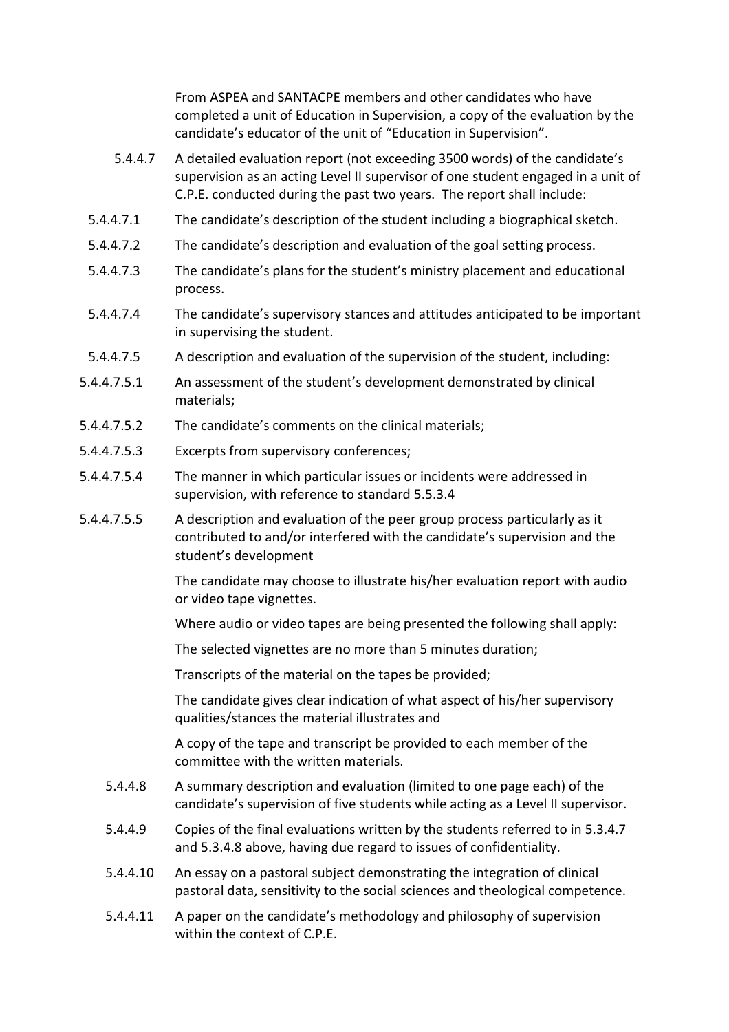From ASPEA and SANTACPE members and other candidates who have completed a unit of Education in Supervision, a copy of the evaluation by the candidate's educator of the unit of "Education in Supervision".

5.4.4.7 A detailed evaluation report (not exceeding 3500 words) of the candidate's supervision as an acting Level II supervisor of one student engaged in a unit of C.P.E. conducted during the past two years. The report shall include:

5.4.4.7.1 The candidate's description of the student including a biographical sketch.

5.4.4.7.2 The candidate's description and evaluation of the goal setting process.

5.4.4.7.3 The candidate's plans for the student's ministry placement and educational process.

5.4.4.7.4 The candidate's supervisory stances and attitudes anticipated to be important in supervising the student.

5.4.4.7.5 A description and evaluation of the supervision of the student, including:

5.4.4.7.5.1 An assessment of the student's development demonstrated by clinical materials;

5.4.4.7.5.2 The candidate's comments on the clinical materials;

5.4.4.7.5.3 Excerpts from supervisory conferences;

5.4.4.7.5.4 The manner in which particular issues or incidents were addressed in supervision, with reference to standard 5.5.3.4

5.4.4.7.5.5 A description and evaluation of the peer group process particularly as it contributed to and/or interfered with the candidate's supervision and the student's development

The candidate may choose to illustrate his/her evaluation report with audio or video tape vignettes.

Where audio or video tapes are being presented the following shall apply:

The selected vignettes are no more than 5 minutes duration;

Transcripts of the material on the tapes be provided;

The candidate gives clear indication of what aspect of his/her supervisory qualities/stances the material illustrates and

A copy of the tape and transcript be provided to each member of the committee with the written materials.

5.4.4.8 A summary description and evaluation (limited to one page each) of the candidate's supervision of five students while acting as a Level II supervisor.

5.4.4.9 Copies of the final evaluations written by the students referred to in 5.3.4.7 and 5.3.4.8 above, having due regard to issues of confidentiality.

5.4.4.10 An essay on a pastoral subject demonstrating the integration of clinical pastoral data, sensitivity to the social sciences and theological competence.

5.4.4.11 A paper on the candidate's methodology and philosophy of supervision within the context of C.P.E.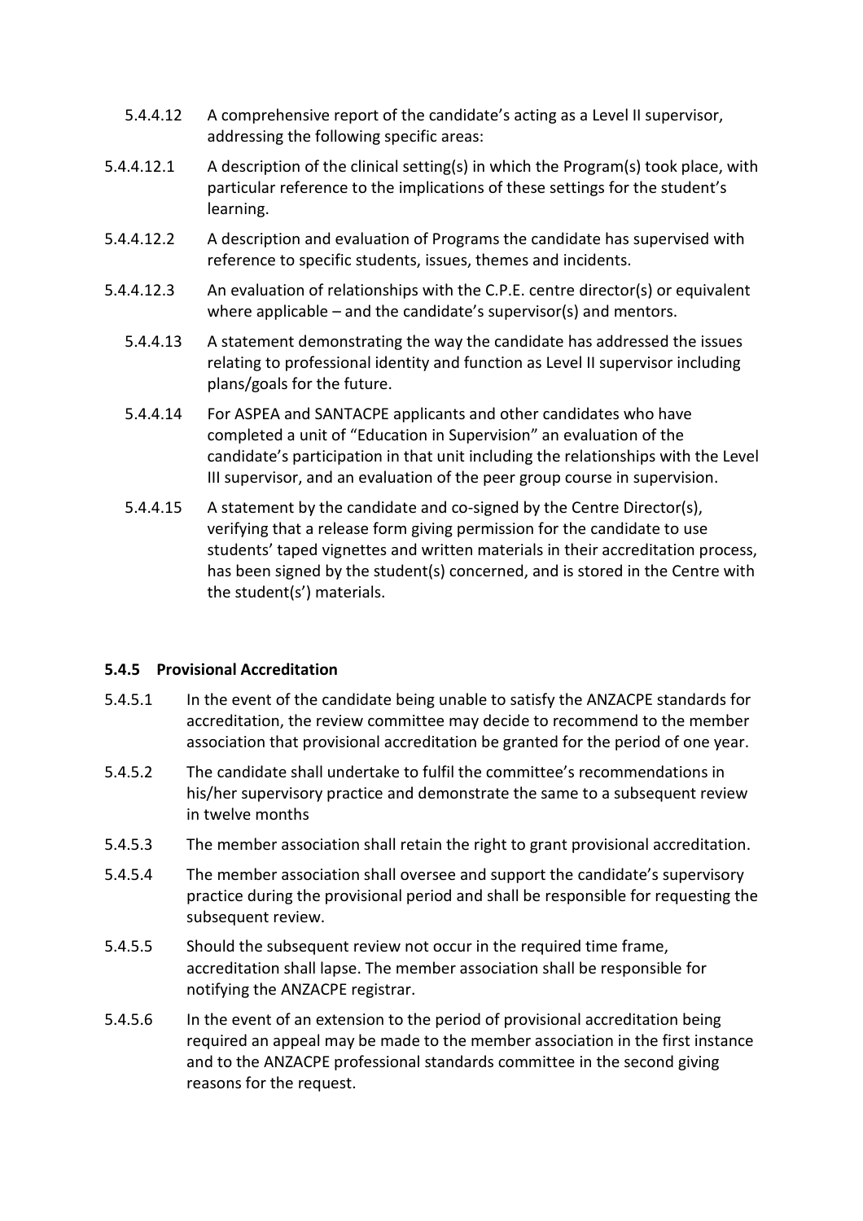5.4.4.12 A comprehensive report of the candidate's acting as a Level II supervisor, addressing the following specific areas:

5.4.4.12.1 A description of the clinical setting(s) in which the Program(s) took place, with particular reference to the implications of these settings for the student's learning.

5.4.4.12.2 A description and evaluation of Programs the candidate has supervised with reference to specific students, issues, themes and incidents.

5.4.4.12.3 An evaluation of relationships with the C.P.E. centre director(s) or equivalent where applicable – and the candidate's supervisor(s) and mentors.

5.4.4.13 A statement demonstrating the way the candidate has addressed the issues relating to professional identity and function as Level II supervisor including plans/goals for the future.

5.4.4.14 For ASPEA and SANTACPE applicants and other candidates who have completed a unit of "Education in Supervision" an evaluation of the candidate's participation in that unit including the relationships with the Level III supervisor, and an evaluation of the peer group course in supervision.

5.4.4.15 A statement by the candidate and co-signed by the Centre Director(s), verifying that a release form giving permission for the candidate to use students' taped vignettes and written materials in their accreditation process, has been signed by the student(s) concerned, and is stored in the Centre with the student(s') materials.

### 5.4.5 Provisional Accreditation

5.4.5.1 In the event of the candidate being unable to satisfy the ANZACPE standards for accreditation, the review committee may decide to recommend to the member association that provisional accreditation be granted for the period of one year.

5.4.5.2 The candidate shall undertake to fulfil the committee's recommendations in his/her supervisory practice and demonstrate the same to a subsequent review in twelve months

5.4.5.3 The member association shall retain the right to grant provisional accreditation.

5.4.5.4 The member association shall oversee and support the candidate's supervisory practice during the provisional period and shall be responsible for requesting the subsequent review.

5.4.5.5 Should the subsequent review not occur in the required time frame, accreditation shall lapse. The member association shall be responsible for notifying the ANZACPE registrar.

5.4.5.6 In the event of an extension to the period of provisional accreditation being required an appeal may be made to the member association in the first instance and to the ANZACPE professional standards committee in the second giving reasons for the request.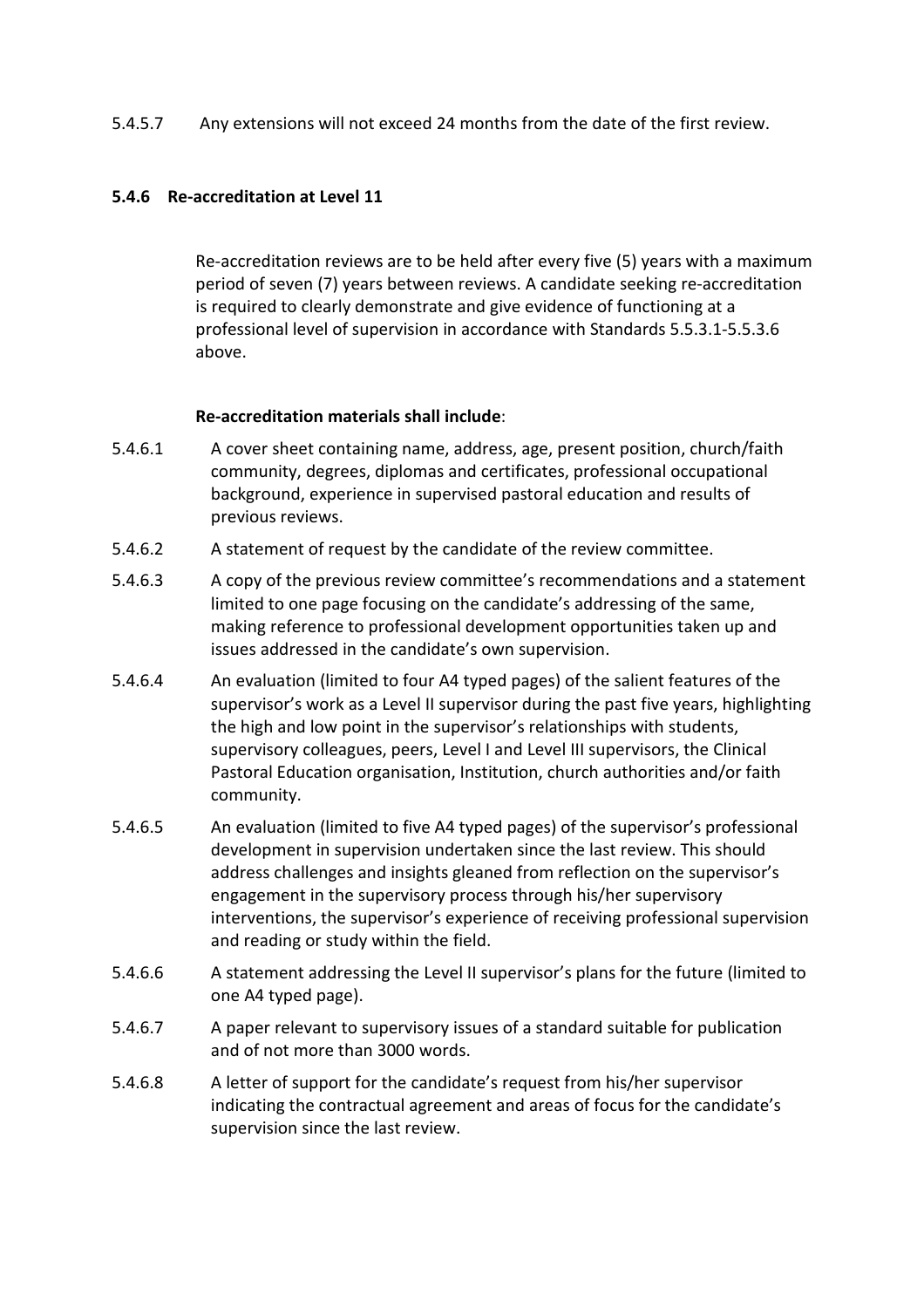5.4.5.7 Any extensions will not exceed 24 months from the date of the first review.

#### 5.4.6 Re-accreditation at Level 11

Re-accreditation reviews are to be held after every five (5) years with a maximum period of seven (7) years between reviews. A candidate seeking re-accreditation is required to clearly demonstrate and give evidence of functioning at a professional level of supervision in accordance with Standards 5.5.3.1-5.5.3.6 above.

**Re-accreditation materials shall include**:

5.4.6.1 A cover sheet containing name, address, age, present position, church/faith community, degrees, diplomas and certificates, professional occupational background, experience in supervised pastoral education and results of previous reviews.

5.4.6.2 A statement of request by the candidate of the review committee.

5.4.6.3 A copy of the previous review committee's recommendations and a statement limited to one page focusing on the candidate's addressing of the same, making reference to professional development opportunities taken up and issues addressed in the candidate's own supervision.

5.4.6.4 An evaluation (limited to four A4 typed pages) of the salient features of the supervisor's work as a Level II supervisor during the past five years, highlighting the high and low point in the supervisor's relationships with students, supervisory colleagues, peers, Level I and Level III supervisors, the Clinical Pastoral Education organisation, Institution, church authorities and/or faith community.

5.4.6.5 An evaluation (limited to five A4 typed pages) of the supervisor's professional development in supervision undertaken since the last review. This should address challenges and insights gleaned from reflection on the supervisor's engagement in the supervisory process through his/her supervisory interventions, the supervisor's experience of receiving professional supervision and reading or study within the field.

5.4.6.6 A statement addressing the Level II supervisor's plans for the future (limited to one A4 typed page).

5.4.6.7 A paper relevant to supervisory issues of a standard suitable for publication and of not more than 3000 words.

5.4.6.8 A letter of support for the candidate's request from his/her supervisor indicating the contractual agreement and areas of focus for the candidate's supervision since the last review.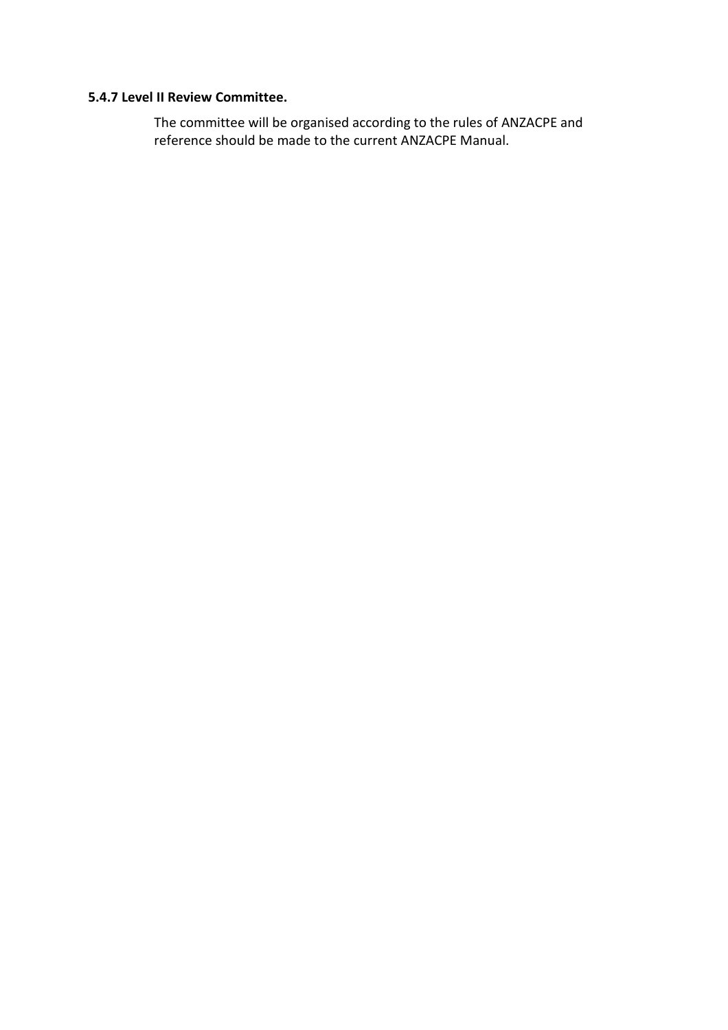### 5.4.7 Level II Review Committee.

The committee will be organised according to the rules of ANZACPE and reference should be made to the current ANZACPE Manual.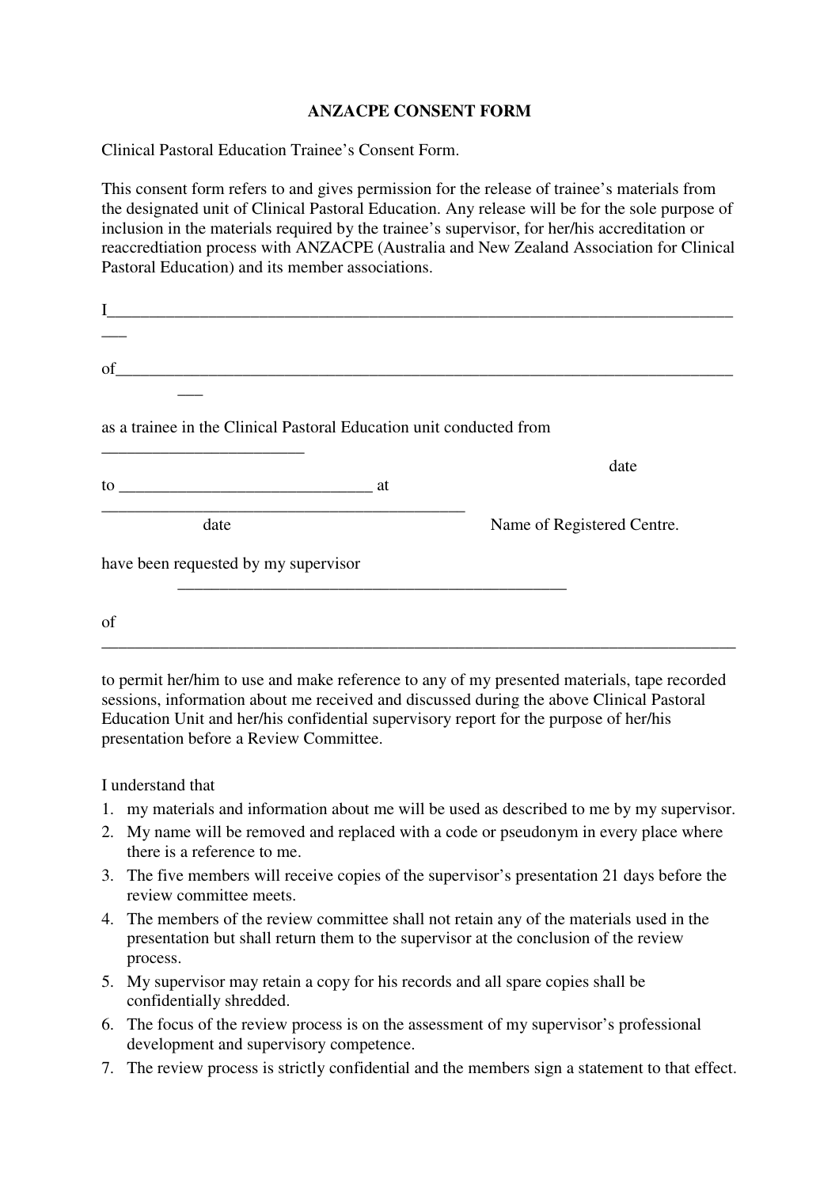**ANZACPE CONSENT FORM**

Clinical Pastoral Education Trainee's Consent Form.

This consent form refers to and gives permission for the release of trainee's materials from the designated unit of Clinical Pastoral Education. Any release will be for the sole purpose of inclusion in the materials required by the trainee's supervisor, for her/his accreditation or reaccredtiation process with ANZACPE (Australia and New Zealand Association for Clinical Pastoral Education) and its member associations.

I_______________________________________________________________________________

of______________________________________________________________________________

as a trainee in the Clinical Pastoral Education unit conducted from ________________________
date

to ______________________________ at ___________________________________________
date Name of Registered Centre.

have been requested by my supervisor ______________________________________________

of ________________________________________________________________________________

to permit her/him to use and make reference to any of my presented materials, tape recorded sessions, information about me received and discussed during the above Clinical Pastoral Education Unit and her/his confidential supervisory report for the purpose of her/his presentation before a Review Committee.

I understand that

1. my materials and information about me will be used as described to me by my supervisor.
2. My name will be removed and replaced with a code or pseudonym in every place where there is a reference to me.
3. The five members will receive copies of the supervisor's presentation 21 days before the review committee meets.
4. The members of the review committee shall not retain any of the materials used in the presentation but shall return them to the supervisor at the conclusion of the review process.
5. My supervisor may retain a copy for his records and all spare copies shall be confidentially shredded.
6. The focus of the review process is on the assessment of my supervisor's professional development and supervisory competence.
7. The review process is strictly confidential and the members sign a statement to that effect.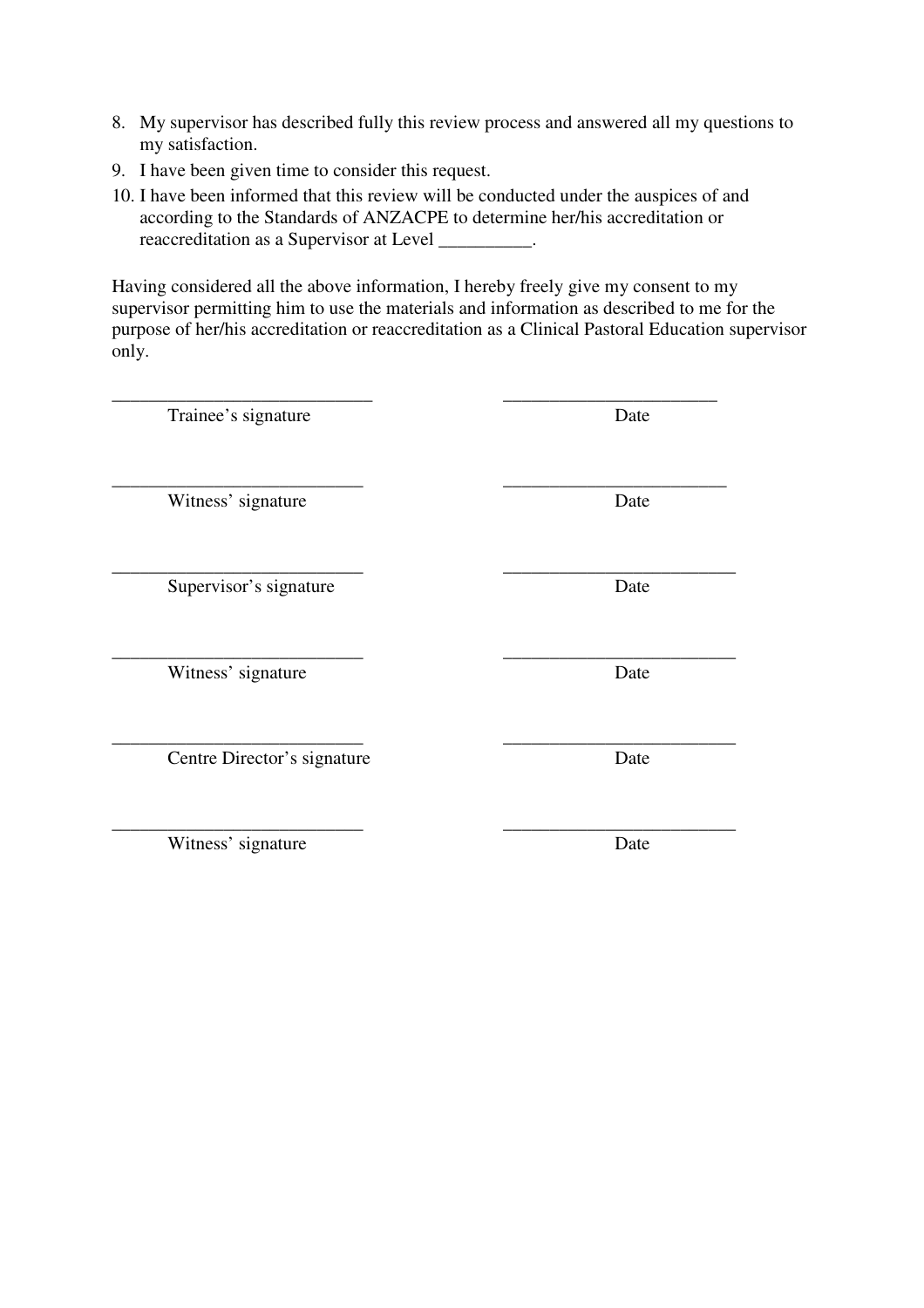8. My supervisor has described fully this review process and answered all my questions to my satisfaction.
9. I have been given time to consider this request.
10. I have been informed that this review will be conducted under the auspices of and according to the Standards of ANZACPE to determine her/his accreditation or reaccreditation as a Supervisor at Level __________.

Having considered all the above information, I hereby freely give my consent to my supervisor permitting him to use the materials and information as described to me for the purpose of her/his accreditation or reaccreditation as a Clinical Pastoral Education supervisor only.

| | |
|---|---|
| ____________________________ | _______________________ |
| Trainee's signature | Date |
| ____________________________ | _______________________ |
| Witness' signature | Date |
| ____________________________ | _______________________ |
| Supervisor's signature | Date |
| ____________________________ | _______________________ |
| Witness' signature | Date |
| ____________________________ | _______________________ |
| Centre Director's signature | Date |
| ____________________________ | _______________________ |
| Witness' signature | Date |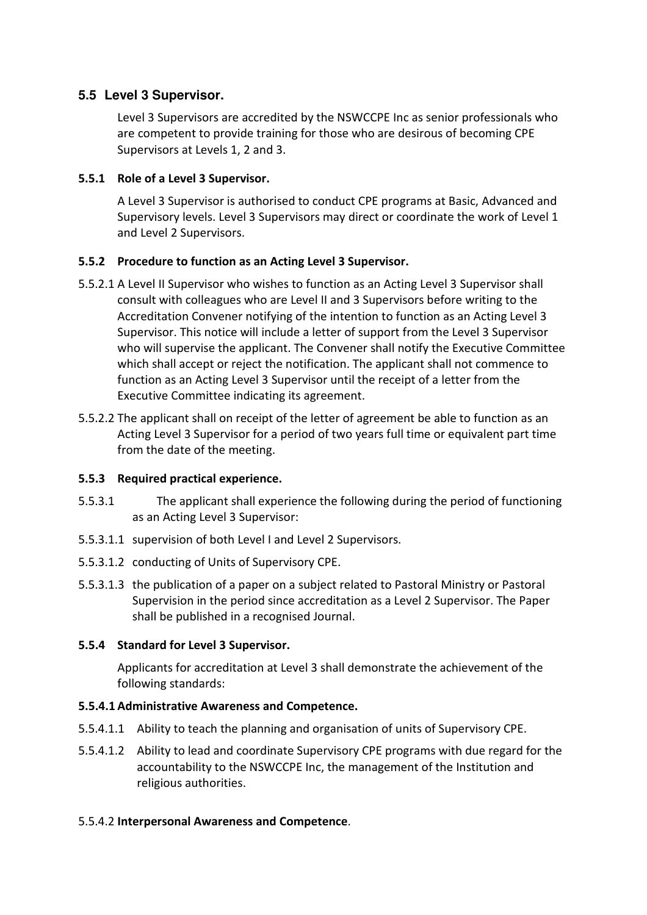## 5.5 Level 3 Supervisor.

Level 3 Supervisors are accredited by the NSWCCPE Inc as senior professionals who are competent to provide training for those who are desirous of becoming CPE Supervisors at Levels 1, 2 and 3.

### 5.5.1 Role of a Level 3 Supervisor.

A Level 3 Supervisor is authorised to conduct CPE programs at Basic, Advanced and Supervisory levels. Level 3 Supervisors may direct or coordinate the work of Level 1 and Level 2 Supervisors.

### 5.5.2 Procedure to function as an Acting Level 3 Supervisor.

5.5.2.1 A Level II Supervisor who wishes to function as an Acting Level 3 Supervisor shall consult with colleagues who are Level II and 3 Supervisors before writing to the Accreditation Convener notifying of the intention to function as an Acting Level 3 Supervisor. This notice will include a letter of support from the Level 3 Supervisor who will supervise the applicant. The Convener shall notify the Executive Committee which shall accept or reject the notification. The applicant shall not commence to function as an Acting Level 3 Supervisor until the receipt of a letter from the Executive Committee indicating its agreement.

5.5.2.2 The applicant shall on receipt of the letter of agreement be able to function as an Acting Level 3 Supervisor for a period of two years full time or equivalent part time from the date of the meeting.

### 5.5.3 Required practical experience.

5.5.3.1 The applicant shall experience the following during the period of functioning as an Acting Level 3 Supervisor:

5.5.3.1.1 supervision of both Level I and Level 2 Supervisors.

5.5.3.1.2 conducting of Units of Supervisory CPE.

5.5.3.1.3 the publication of a paper on a subject related to Pastoral Ministry or Pastoral Supervision in the period since accreditation as a Level 2 Supervisor. The Paper shall be published in a recognised Journal.

### 5.5.4 Standard for Level 3 Supervisor.

Applicants for accreditation at Level 3 shall demonstrate the achievement of the following standards:

#### 5.5.4.1 Administrative Awareness and Competence.

5.5.4.1.1 Ability to teach the planning and organisation of units of Supervisory CPE.

5.5.4.1.2 Ability to lead and coordinate Supervisory CPE programs with due regard for the accountability to the NSWCCPE Inc, the management of the Institution and religious authorities.

5.5.4.2 **Interpersonal Awareness and Competence**.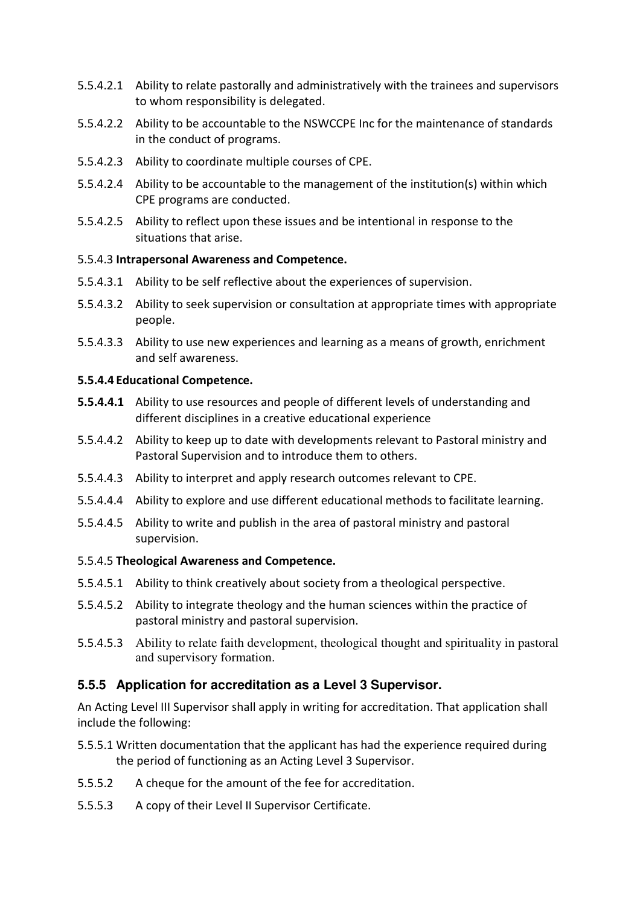5.5.4.2.1 Ability to relate pastorally and administratively with the trainees and supervisors to whom responsibility is delegated.

5.5.4.2.2 Ability to be accountable to the NSWCCPE Inc for the maintenance of standards in the conduct of programs.

5.5.4.2.3 Ability to coordinate multiple courses of CPE.

5.5.4.2.4 Ability to be accountable to the management of the institution(s) within which CPE programs are conducted.

5.5.4.2.5 Ability to reflect upon these issues and be intentional in response to the situations that arise.

5.5.4.3 **Intrapersonal Awareness and Competence.**

5.5.4.3.1 Ability to be self reflective about the experiences of supervision.

5.5.4.3.2 Ability to seek supervision or consultation at appropriate times with appropriate people.

5.5.4.3.3 Ability to use new experiences and learning as a means of growth, enrichment and self awareness.

**5.5.4.4 Educational Competence.**

**5.5.4.4.1** Ability to use resources and people of different levels of understanding and different disciplines in a creative educational experience

5.5.4.4.2 Ability to keep up to date with developments relevant to Pastoral ministry and Pastoral Supervision and to introduce them to others.

5.5.4.4.3 Ability to interpret and apply research outcomes relevant to CPE.

5.5.4.4.4 Ability to explore and use different educational methods to facilitate learning.

5.5.4.4.5 Ability to write and publish in the area of pastoral ministry and pastoral supervision.

5.5.4.5 **Theological Awareness and Competence.**

5.5.4.5.1 Ability to think creatively about society from a theological perspective.

5.5.4.5.2 Ability to integrate theology and the human sciences within the practice of pastoral ministry and pastoral supervision.

5.5.4.5.3 Ability to relate faith development, theological thought and spirituality in pastoral and supervisory formation.

### 5.5.5 Application for accreditation as a Level 3 Supervisor.

An Acting Level III Supervisor shall apply in writing for accreditation. That application shall include the following:

5.5.5.1 Written documentation that the applicant has had the experience required during the period of functioning as an Acting Level 3 Supervisor.

5.5.5.2 A cheque for the amount of the fee for accreditation.

5.5.5.3 A copy of their Level II Supervisor Certificate.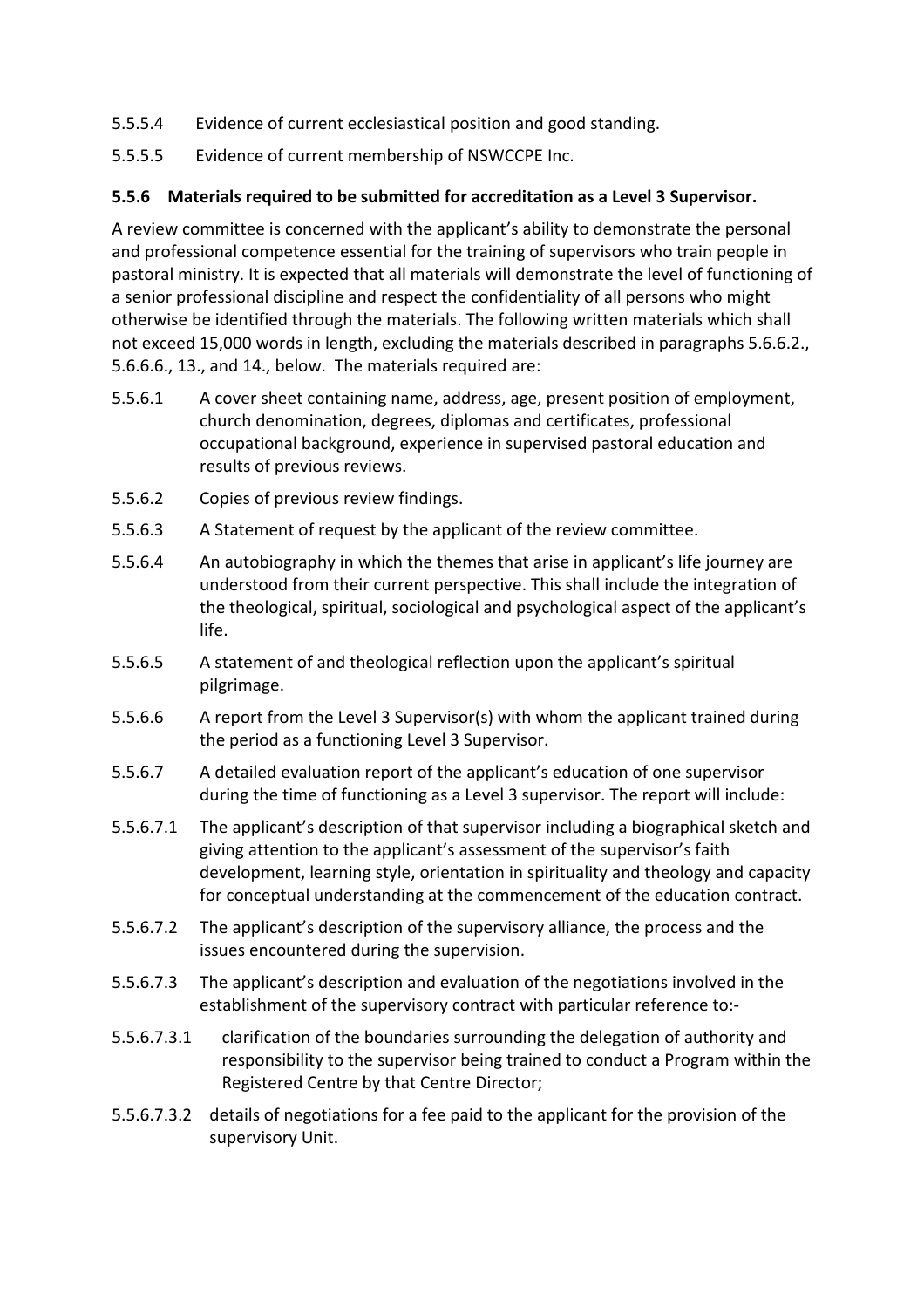5.5.5.4 Evidence of current ecclesiastical position and good standing.

5.5.5.5 Evidence of current membership of NSWCCPE Inc.

**5.5.6 Materials required to be submitted for accreditation as a Level 3 Supervisor.**

A review committee is concerned with the applicant's ability to demonstrate the personal and professional competence essential for the training of supervisors who train people in pastoral ministry. It is expected that all materials will demonstrate the level of functioning of a senior professional discipline and respect the confidentiality of all persons who might otherwise be identified through the materials. The following written materials which shall not exceed 15,000 words in length, excluding the materials described in paragraphs 5.6.6.2., 5.6.6.6., 13., and 14., below. The materials required are:

5.5.6.1 A cover sheet containing name, address, age, present position of employment, church denomination, degrees, diplomas and certificates, professional occupational background, experience in supervised pastoral education and results of previous reviews.

5.5.6.2 Copies of previous review findings.

5.5.6.3 A Statement of request by the applicant of the review committee.

5.5.6.4 An autobiography in which the themes that arise in applicant's life journey are understood from their current perspective. This shall include the integration of the theological, spiritual, sociological and psychological aspect of the applicant's life.

5.5.6.5 A statement of and theological reflection upon the applicant's spiritual pilgrimage.

5.5.6.6 A report from the Level 3 Supervisor(s) with whom the applicant trained during the period as a functioning Level 3 Supervisor.

5.5.6.7 A detailed evaluation report of the applicant's education of one supervisor during the time of functioning as a Level 3 supervisor. The report will include:

5.5.6.7.1 The applicant's description of that supervisor including a biographical sketch and giving attention to the applicant's assessment of the supervisor's faith development, learning style, orientation in spirituality and theology and capacity for conceptual understanding at the commencement of the education contract.

5.5.6.7.2 The applicant's description of the supervisory alliance, the process and the issues encountered during the supervision.

5.5.6.7.3 The applicant's description and evaluation of the negotiations involved in the establishment of the supervisory contract with particular reference to:-

5.5.6.7.3.1 clarification of the boundaries surrounding the delegation of authority and responsibility to the supervisor being trained to conduct a Program within the Registered Centre by that Centre Director;

5.5.6.7.3.2 details of negotiations for a fee paid to the applicant for the provision of the supervisory Unit.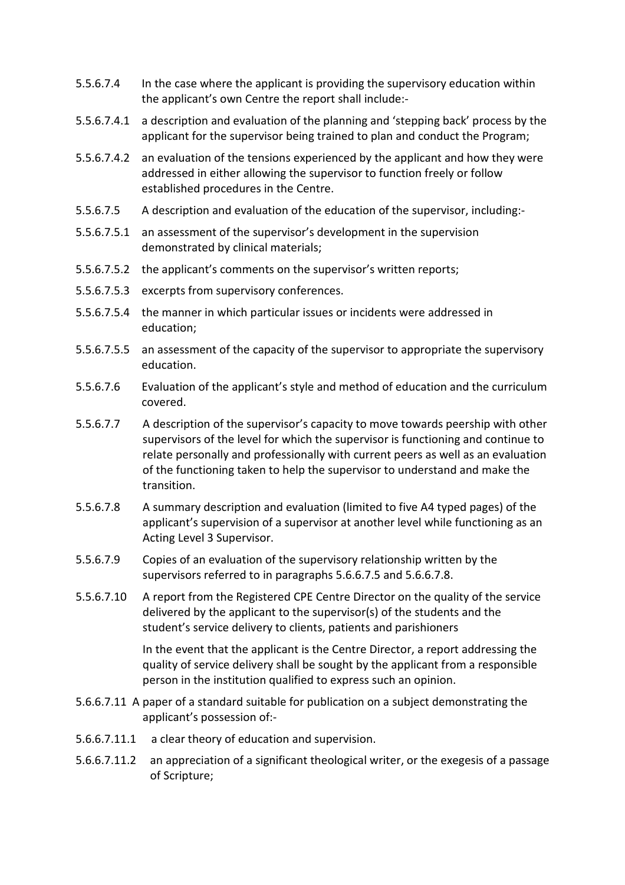5.5.6.7.4 In the case where the applicant is providing the supervisory education within the applicant's own Centre the report shall include:-

5.5.6.7.4.1 a description and evaluation of the planning and 'stepping back' process by the applicant for the supervisor being trained to plan and conduct the Program;

5.5.6.7.4.2 an evaluation of the tensions experienced by the applicant and how they were addressed in either allowing the supervisor to function freely or follow established procedures in the Centre.

5.5.6.7.5 A description and evaluation of the education of the supervisor, including:-

5.5.6.7.5.1 an assessment of the supervisor's development in the supervision demonstrated by clinical materials;

5.5.6.7.5.2 the applicant's comments on the supervisor's written reports;

5.5.6.7.5.3 excerpts from supervisory conferences.

5.5.6.7.5.4 the manner in which particular issues or incidents were addressed in education;

5.5.6.7.5.5 an assessment of the capacity of the supervisor to appropriate the supervisory education.

5.5.6.7.6 Evaluation of the applicant's style and method of education and the curriculum covered.

5.5.6.7.7 A description of the supervisor's capacity to move towards peership with other supervisors of the level for which the supervisor is functioning and continue to relate personally and professionally with current peers as well as an evaluation of the functioning taken to help the supervisor to understand and make the transition.

5.5.6.7.8 A summary description and evaluation (limited to five A4 typed pages) of the applicant's supervision of a supervisor at another level while functioning as an Acting Level 3 Supervisor.

5.5.6.7.9 Copies of an evaluation of the supervisory relationship written by the supervisors referred to in paragraphs 5.6.6.7.5 and 5.6.6.7.8.

5.5.6.7.10 A report from the Registered CPE Centre Director on the quality of the service delivered by the applicant to the supervisor(s) of the students and the student's service delivery to clients, patients and parishioners

In the event that the applicant is the Centre Director, a report addressing the quality of service delivery shall be sought by the applicant from a responsible person in the institution qualified to express such an opinion.

5.6.6.7.11 A paper of a standard suitable for publication on a subject demonstrating the applicant's possession of:-

5.6.6.7.11.1 a clear theory of education and supervision.

5.6.6.7.11.2 an appreciation of a significant theological writer, or the exegesis of a passage of Scripture;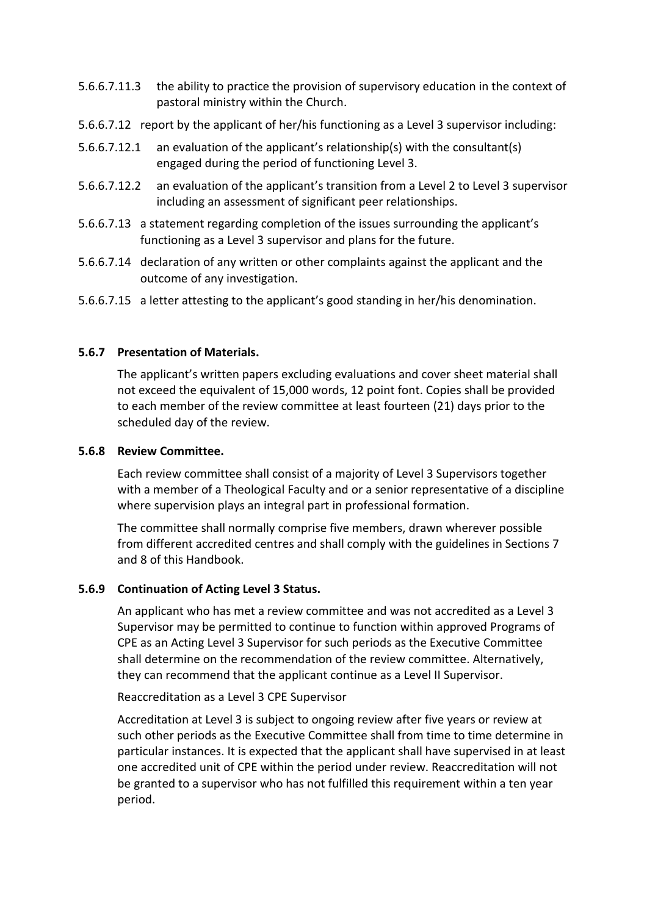5.6.6.7.11.3 the ability to practice the provision of supervisory education in the context of pastoral ministry within the Church.

5.6.6.7.12 report by the applicant of her/his functioning as a Level 3 supervisor including:

5.6.6.7.12.1 an evaluation of the applicant's relationship(s) with the consultant(s) engaged during the period of functioning Level 3.

5.6.6.7.12.2 an evaluation of the applicant's transition from a Level 2 to Level 3 supervisor including an assessment of significant peer relationships.

5.6.6.7.13 a statement regarding completion of the issues surrounding the applicant's functioning as a Level 3 supervisor and plans for the future.

5.6.6.7.14 declaration of any written or other complaints against the applicant and the outcome of any investigation.

5.6.6.7.15 a letter attesting to the applicant's good standing in her/his denomination.

### 5.6.7 Presentation of Materials.

The applicant's written papers excluding evaluations and cover sheet material shall not exceed the equivalent of 15,000 words, 12 point font. Copies shall be provided to each member of the review committee at least fourteen (21) days prior to the scheduled day of the review.

### 5.6.8 Review Committee.

Each review committee shall consist of a majority of Level 3 Supervisors together with a member of a Theological Faculty and or a senior representative of a discipline where supervision plays an integral part in professional formation.

The committee shall normally comprise five members, drawn wherever possible from different accredited centres and shall comply with the guidelines in Sections 7 and 8 of this Handbook.

### 5.6.9 Continuation of Acting Level 3 Status.

An applicant who has met a review committee and was not accredited as a Level 3 Supervisor may be permitted to continue to function within approved Programs of CPE as an Acting Level 3 Supervisor for such periods as the Executive Committee shall determine on the recommendation of the review committee. Alternatively, they can recommend that the applicant continue as a Level II Supervisor.

Reaccreditation as a Level 3 CPE Supervisor

Accreditation at Level 3 is subject to ongoing review after five years or review at such other periods as the Executive Committee shall from time to time determine in particular instances. It is expected that the applicant shall have supervised in at least one accredited unit of CPE within the period under review. Reaccreditation will not be granted to a supervisor who has not fulfilled this requirement within a ten year period.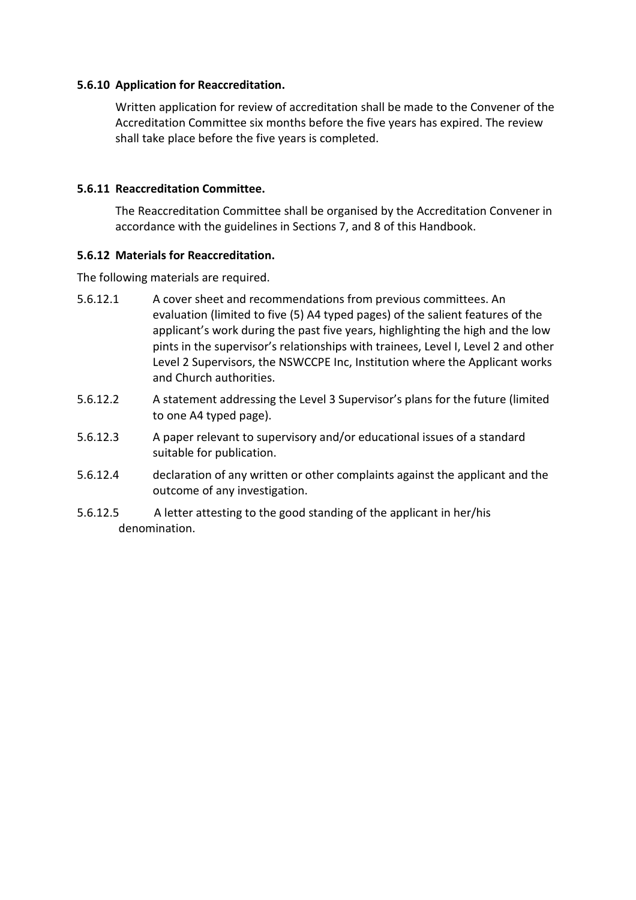**5.6.10 Application for Reaccreditation.**

Written application for review of accreditation shall be made to the Convener of the Accreditation Committee six months before the five years has expired. The review shall take place before the five years is completed.

**5.6.11 Reaccreditation Committee.**

The Reaccreditation Committee shall be organised by the Accreditation Convener in accordance with the guidelines in Sections 7, and 8 of this Handbook.

**5.6.12 Materials for Reaccreditation.**

The following materials are required.

5.6.12.1 A cover sheet and recommendations from previous committees. An evaluation (limited to five (5) A4 typed pages) of the salient features of the applicant's work during the past five years, highlighting the high and the low pints in the supervisor's relationships with trainees, Level I, Level 2 and other Level 2 Supervisors, the NSWCCPE Inc, Institution where the Applicant works and Church authorities.

5.6.12.2 A statement addressing the Level 3 Supervisor's plans for the future (limited to one A4 typed page).

5.6.12.3 A paper relevant to supervisory and/or educational issues of a standard suitable for publication.

5.6.12.4 declaration of any written or other complaints against the applicant and the outcome of any investigation.

5.6.12.5 A letter attesting to the good standing of the applicant in her/his denomination.